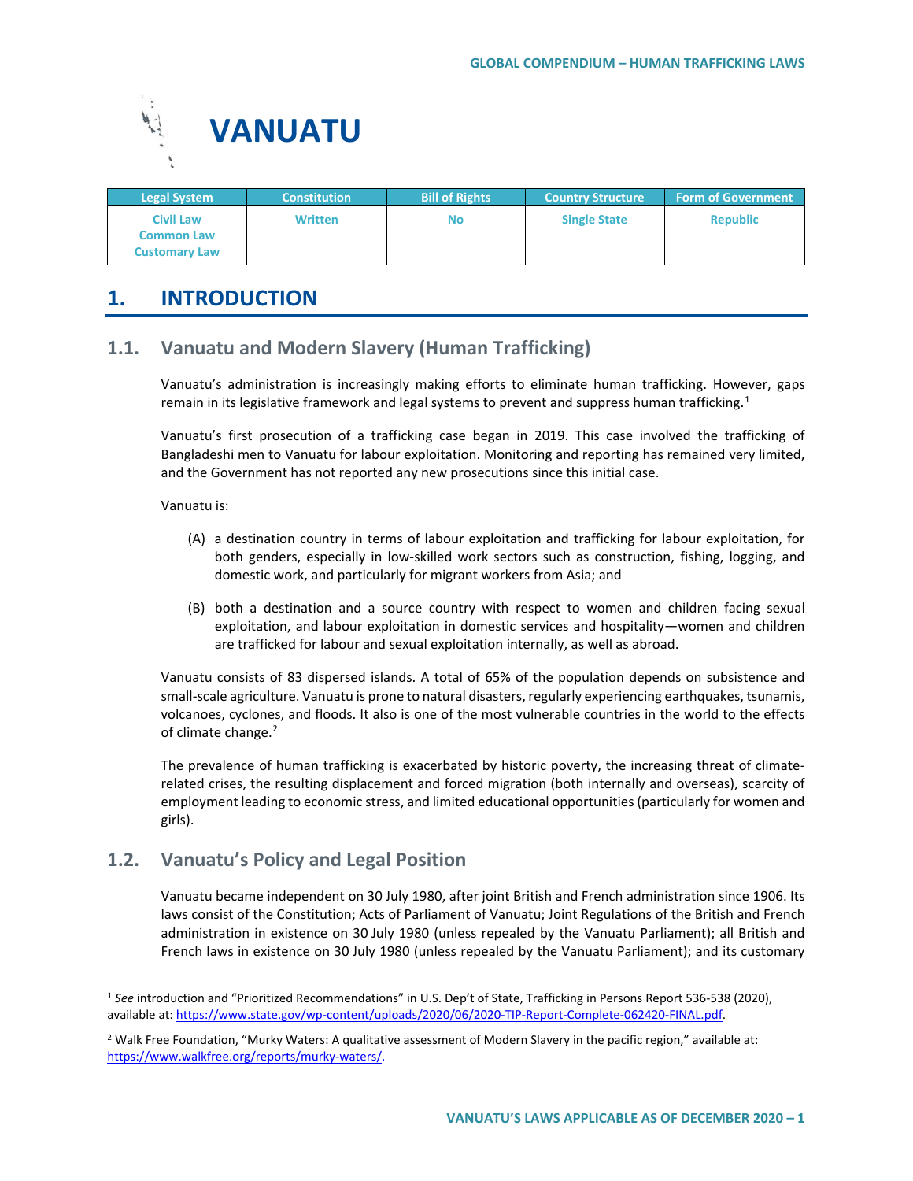# VANUATU

| Legal System | Constitution | Bill of Rights | Country Structure | Form of Government |
|---|---|---|---|---|
| Civil Law<br>Common Law<br>Customary Law | Written | No | Single State | Republic |

## 1. INTRODUCTION

### 1.1. Vanuatu and Modern Slavery (Human Trafficking)

Vanuatu's administration is increasingly making efforts to eliminate human trafficking. However, gaps remain in its legislative framework and legal systems to prevent and suppress human trafficking.[1]

Vanuatu's first prosecution of a trafficking case began in 2019. This case involved the trafficking of Bangladeshi men to Vanuatu for labour exploitation. Monitoring and reporting has remained very limited, and the Government has not reported any new prosecutions since this initial case.

Vanuatu is:

(A) a destination country in terms of labour exploitation and trafficking for labour exploitation, for both genders, especially in low-skilled work sectors such as construction, fishing, logging, and domestic work, and particularly for migrant workers from Asia; and

(B) both a destination and a source country with respect to women and children facing sexual exploitation, and labour exploitation in domestic services and hospitality—women and children are trafficked for labour and sexual exploitation internally, as well as abroad.

Vanuatu consists of 83 dispersed islands. A total of 65% of the population depends on subsistence and small-scale agriculture. Vanuatu is prone to natural disasters, regularly experiencing earthquakes, tsunamis, volcanoes, cyclones, and floods. It also is one of the most vulnerable countries in the world to the effects of climate change.[2]

The prevalence of human trafficking is exacerbated by historic poverty, the increasing threat of climate-related crises, the resulting displacement and forced migration (both internally and overseas), scarcity of employment leading to economic stress, and limited educational opportunities (particularly for women and girls).

### 1.2. Vanuatu's Policy and Legal Position

Vanuatu became independent on 30 July 1980, after joint British and French administration since 1906. Its laws consist of the Constitution; Acts of Parliament of Vanuatu; Joint Regulations of the British and French administration in existence on 30 July 1980 (unless repealed by the Vanuatu Parliament); all British and French laws in existence on 30 July 1980 (unless repealed by the Vanuatu Parliament); and its customary

---

[1] *See* introduction and "Prioritized Recommendations" in U.S. Dep't of State, Trafficking in Persons Report 536-538 (2020), available at: https://www.state.gov/wp-content/uploads/2020/06/2020-TIP-Report-Complete-062420-FINAL.pdf.

[2] Walk Free Foundation, "Murky Waters: A qualitative assessment of Modern Slavery in the pacific region," available at: https://www.walkfree.org/reports/murky-waters/.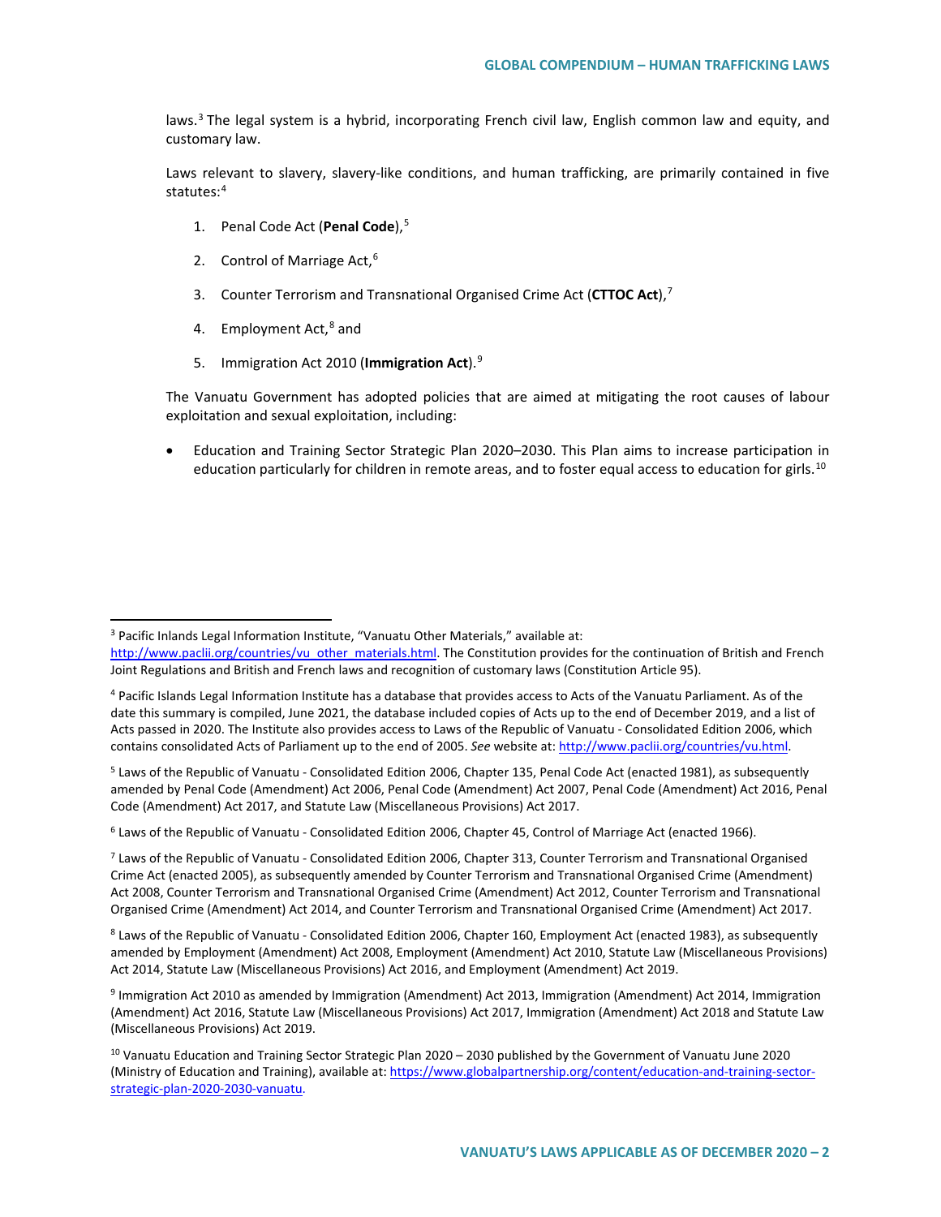laws.[3] The legal system is a hybrid, incorporating French civil law, English common law and equity, and customary law.

Laws relevant to slavery, slavery-like conditions, and human trafficking, are primarily contained in five statutes:[4]

1. Penal Code Act (**Penal Code**),[5]
2. Control of Marriage Act,[6]
3. Counter Terrorism and Transnational Organised Crime Act (**CTTOC Act**),[7]
4. Employment Act,[8] and
5. Immigration Act 2010 (**Immigration Act**).[9]

The Vanuatu Government has adopted policies that are aimed at mitigating the root causes of labour exploitation and sexual exploitation, including:

- Education and Training Sector Strategic Plan 2020–2030. This Plan aims to increase participation in education particularly for children in remote areas, and to foster equal access to education for girls.[10]

---

[3] Pacific Inlands Legal Information Institute, "Vanuatu Other Materials," available at: http://www.paclii.org/countries/vu_other_materials.html. The Constitution provides for the continuation of British and French Joint Regulations and British and French laws and recognition of customary laws (Constitution Article 95).

[4] Pacific Islands Legal Information Institute has a database that provides access to Acts of the Vanuatu Parliament. As of the date this summary is compiled, June 2021, the database included copies of Acts up to the end of December 2019, and a list of Acts passed in 2020. The Institute also provides access to Laws of the Republic of Vanuatu - Consolidated Edition 2006, which contains consolidated Acts of Parliament up to the end of 2005. *See* website at: http://www.paclii.org/countries/vu.html.

[5] Laws of the Republic of Vanuatu - Consolidated Edition 2006, Chapter 135, Penal Code Act (enacted 1981), as subsequently amended by Penal Code (Amendment) Act 2006, Penal Code (Amendment) Act 2007, Penal Code (Amendment) Act 2016, Penal Code (Amendment) Act 2017, and Statute Law (Miscellaneous Provisions) Act 2017.

[6] Laws of the Republic of Vanuatu - Consolidated Edition 2006, Chapter 45, Control of Marriage Act (enacted 1966).

[7] Laws of the Republic of Vanuatu - Consolidated Edition 2006, Chapter 313, Counter Terrorism and Transnational Organised Crime Act (enacted 2005), as subsequently amended by Counter Terrorism and Transnational Organised Crime (Amendment) Act 2008, Counter Terrorism and Transnational Organised Crime (Amendment) Act 2012, Counter Terrorism and Transnational Organised Crime (Amendment) Act 2014, and Counter Terrorism and Transnational Organised Crime (Amendment) Act 2017.

[8] Laws of the Republic of Vanuatu - Consolidated Edition 2006, Chapter 160, Employment Act (enacted 1983), as subsequently amended by Employment (Amendment) Act 2008, Employment (Amendment) Act 2010, Statute Law (Miscellaneous Provisions) Act 2014, Statute Law (Miscellaneous Provisions) Act 2016, and Employment (Amendment) Act 2019.

[9] Immigration Act 2010 as amended by Immigration (Amendment) Act 2013, Immigration (Amendment) Act 2014, Immigration (Amendment) Act 2016, Statute Law (Miscellaneous Provisions) Act 2017, Immigration (Amendment) Act 2018 and Statute Law (Miscellaneous Provisions) Act 2019.

[10] Vanuatu Education and Training Sector Strategic Plan 2020 – 2030 published by the Government of Vanuatu June 2020 (Ministry of Education and Training), available at: https://www.globalpartnership.org/content/education-and-training-sector-strategic-plan-2020-2030-vanuatu.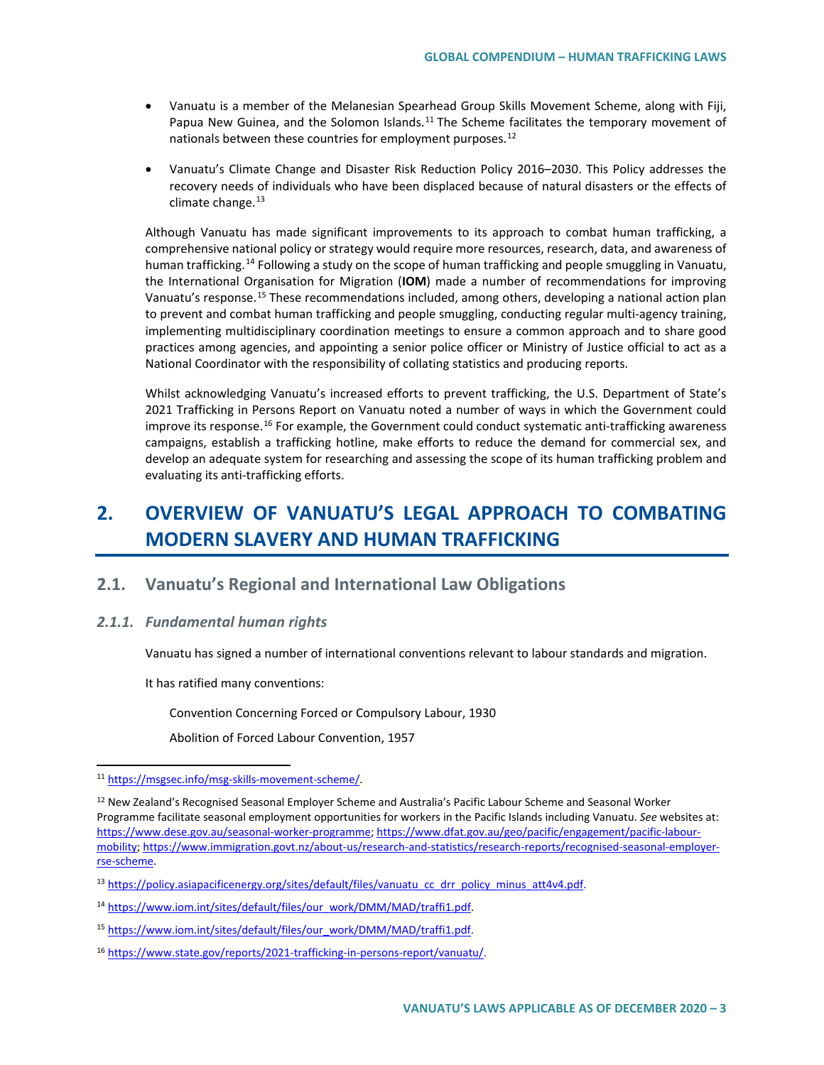- Vanuatu is a member of the Melanesian Spearhead Group Skills Movement Scheme, along with Fiji, Papua New Guinea, and the Solomon Islands.[11] The Scheme facilitates the temporary movement of nationals between these countries for employment purposes.[12]

- Vanuatu's Climate Change and Disaster Risk Reduction Policy 2016–2030. This Policy addresses the recovery needs of individuals who have been displaced because of natural disasters or the effects of climate change.[13]

Although Vanuatu has made significant improvements to its approach to combat human trafficking, a comprehensive national policy or strategy would require more resources, research, data, and awareness of human trafficking.[14] Following a study on the scope of human trafficking and people smuggling in Vanuatu, the International Organisation for Migration (**IOM**) made a number of recommendations for improving Vanuatu's response.[15] These recommendations included, among others, developing a national action plan to prevent and combat human trafficking and people smuggling, conducting regular multi-agency training, implementing multidisciplinary coordination meetings to ensure a common approach and to share good practices among agencies, and appointing a senior police officer or Ministry of Justice official to act as a National Coordinator with the responsibility of collating statistics and producing reports.

Whilst acknowledging Vanuatu's increased efforts to prevent trafficking, the U.S. Department of State's 2021 Trafficking in Persons Report on Vanuatu noted a number of ways in which the Government could improve its response.[16] For example, the Government could conduct systematic anti-trafficking awareness campaigns, establish a trafficking hotline, make efforts to reduce the demand for commercial sex, and develop an adequate system for researching and assessing the scope of its human trafficking problem and evaluating its anti-trafficking efforts.

# 2. OVERVIEW OF VANUATU'S LEGAL APPROACH TO COMBATING MODERN SLAVERY AND HUMAN TRAFFICKING

## 2.1. Vanuatu's Regional and International Law Obligations

### *2.1.1. Fundamental human rights*

Vanuatu has signed a number of international conventions relevant to labour standards and migration.

It has ratified many conventions:

Convention Concerning Forced or Compulsory Labour, 1930

Abolition of Forced Labour Convention, 1957

---

[11] https://msgsec.info/msg-skills-movement-scheme/.

[12] New Zealand's Recognised Seasonal Employer Scheme and Australia's Pacific Labour Scheme and Seasonal Worker Programme facilitate seasonal employment opportunities for workers in the Pacific Islands including Vanuatu. *See* websites at: https://www.dese.gov.au/seasonal-worker-programme; https://www.dfat.gov.au/geo/pacific/engagement/pacific-labour-mobility; https://www.immigration.govt.nz/about-us/research-and-statistics/research-reports/recognised-seasonal-employer-rse-scheme.

[13] https://policy.asiapacificenergy.org/sites/default/files/vanuatu_cc_drr_policy_minus_att4v4.pdf.

[14] https://www.iom.int/sites/default/files/our_work/DMM/MAD/traffi1.pdf.

[15] https://www.iom.int/sites/default/files/our_work/DMM/MAD/traffi1.pdf.

[16] https://www.state.gov/reports/2021-trafficking-in-persons-report/vanuatu/.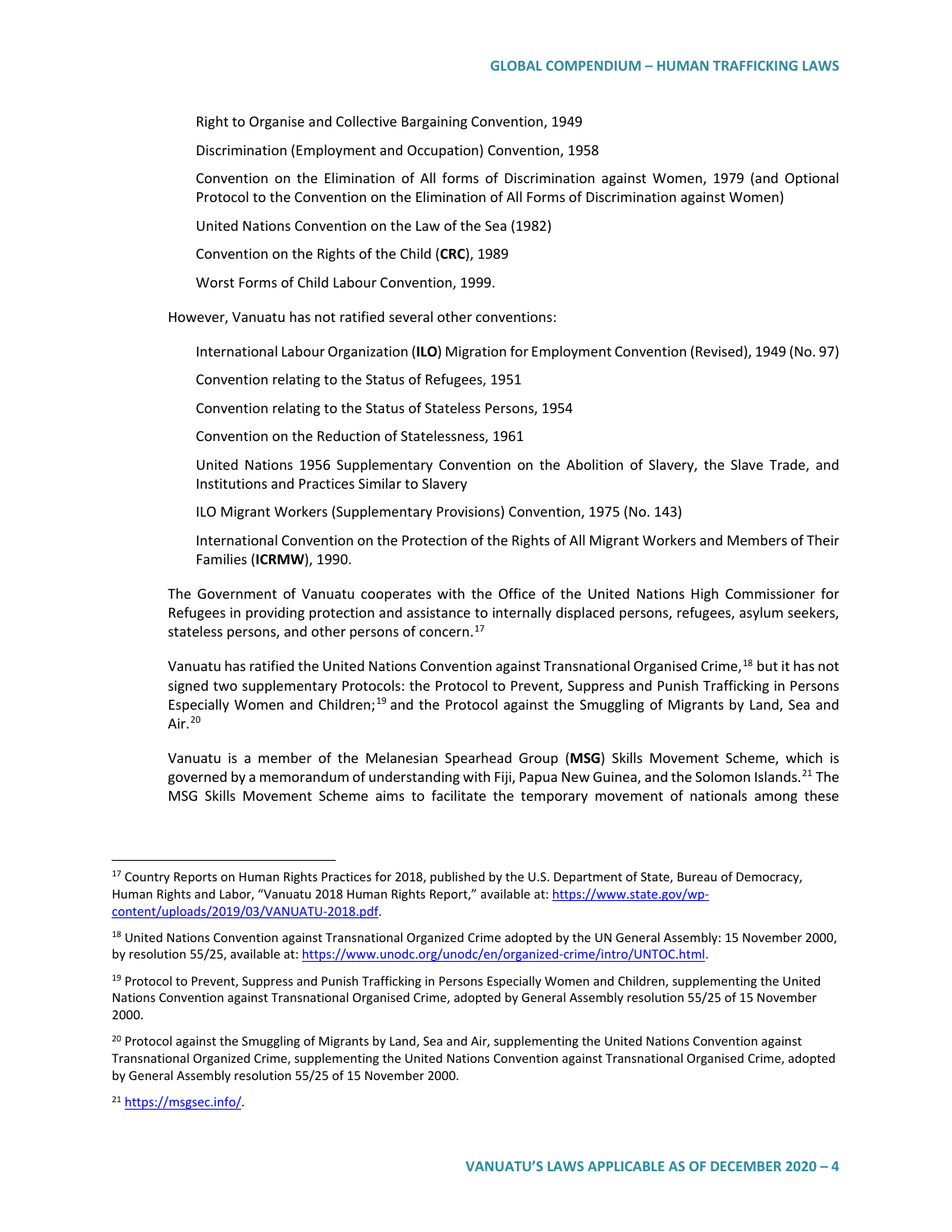Right to Organise and Collective Bargaining Convention, 1949

Discrimination (Employment and Occupation) Convention, 1958

Convention on the Elimination of All forms of Discrimination against Women, 1979 (and Optional Protocol to the Convention on the Elimination of All Forms of Discrimination against Women)

United Nations Convention on the Law of the Sea (1982)

Convention on the Rights of the Child (**CRC**), 1989

Worst Forms of Child Labour Convention, 1999.

However, Vanuatu has not ratified several other conventions:

International Labour Organization (**ILO**) Migration for Employment Convention (Revised), 1949 (No. 97)

Convention relating to the Status of Refugees, 1951

Convention relating to the Status of Stateless Persons, 1954

Convention on the Reduction of Statelessness, 1961

United Nations 1956 Supplementary Convention on the Abolition of Slavery, the Slave Trade, and Institutions and Practices Similar to Slavery

ILO Migrant Workers (Supplementary Provisions) Convention, 1975 (No. 143)

International Convention on the Protection of the Rights of All Migrant Workers and Members of Their Families (**ICRMW**), 1990.

The Government of Vanuatu cooperates with the Office of the United Nations High Commissioner for Refugees in providing protection and assistance to internally displaced persons, refugees, asylum seekers, stateless persons, and other persons of concern.[17]

Vanuatu has ratified the United Nations Convention against Transnational Organised Crime,[18] but it has not signed two supplementary Protocols: the Protocol to Prevent, Suppress and Punish Trafficking in Persons Especially Women and Children;[19] and the Protocol against the Smuggling of Migrants by Land, Sea and Air.[20]

Vanuatu is a member of the Melanesian Spearhead Group (**MSG**) Skills Movement Scheme, which is governed by a memorandum of understanding with Fiji, Papua New Guinea, and the Solomon Islands.[21] The MSG Skills Movement Scheme aims to facilitate the temporary movement of nationals among these

---

[17] Country Reports on Human Rights Practices for 2018, published by the U.S. Department of State, Bureau of Democracy, Human Rights and Labor, "Vanuatu 2018 Human Rights Report," available at: https://www.state.gov/wp-content/uploads/2019/03/VANUATU-2018.pdf.

[18] United Nations Convention against Transnational Organized Crime adopted by the UN General Assembly: 15 November 2000, by resolution 55/25, available at: https://www.unodc.org/unodc/en/organized-crime/intro/UNTOC.html.

[19] Protocol to Prevent, Suppress and Punish Trafficking in Persons Especially Women and Children, supplementing the United Nations Convention against Transnational Organised Crime, adopted by General Assembly resolution 55/25 of 15 November 2000.

[20] Protocol against the Smuggling of Migrants by Land, Sea and Air, supplementing the United Nations Convention against Transnational Organized Crime, supplementing the United Nations Convention against Transnational Organised Crime, adopted by General Assembly resolution 55/25 of 15 November 2000.

[21] https://msgsec.info/.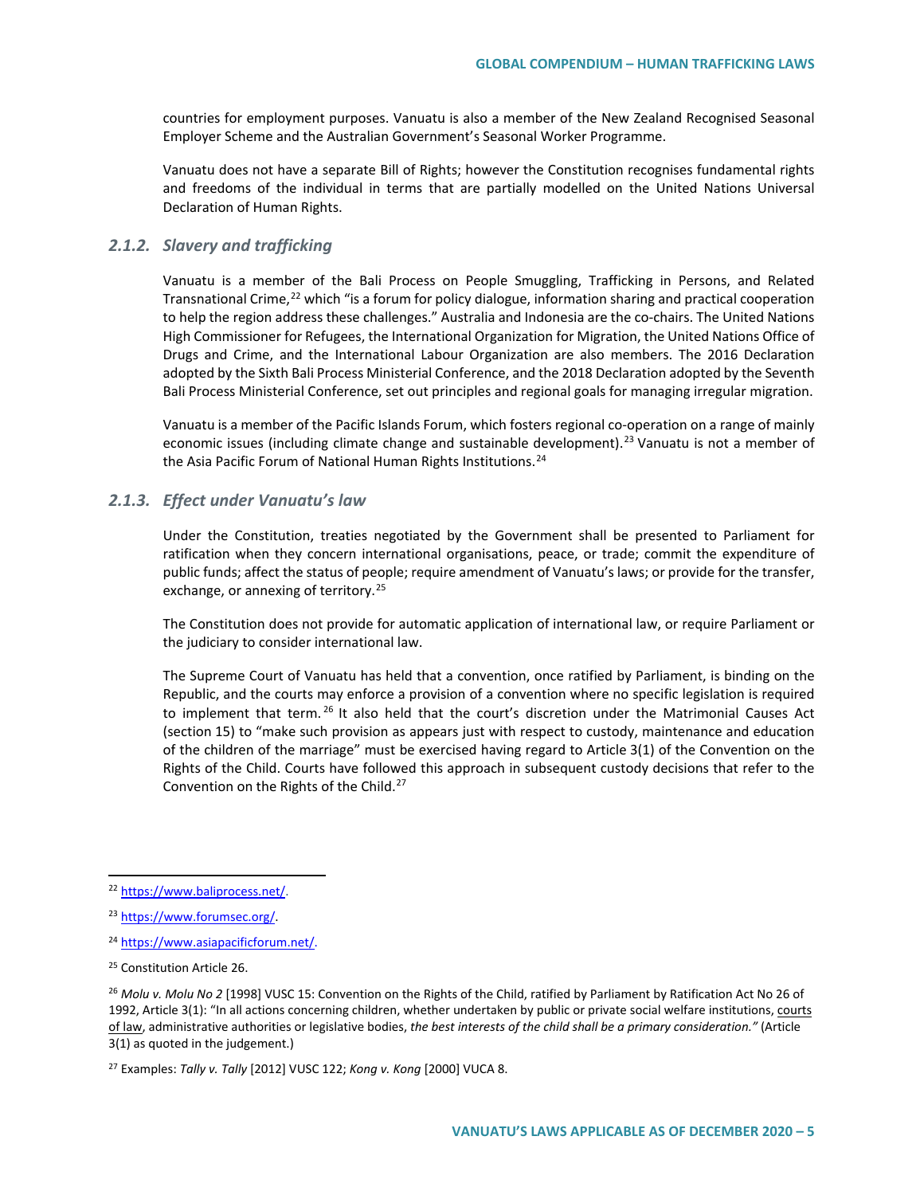countries for employment purposes. Vanuatu is also a member of the New Zealand Recognised Seasonal Employer Scheme and the Australian Government's Seasonal Worker Programme.

Vanuatu does not have a separate Bill of Rights; however the Constitution recognises fundamental rights and freedoms of the individual in terms that are partially modelled on the United Nations Universal Declaration of Human Rights.

### *2.1.2. Slavery and trafficking*

Vanuatu is a member of the Bali Process on People Smuggling, Trafficking in Persons, and Related Transnational Crime,[22] which "is a forum for policy dialogue, information sharing and practical cooperation to help the region address these challenges." Australia and Indonesia are the co-chairs. The United Nations High Commissioner for Refugees, the International Organization for Migration, the United Nations Office of Drugs and Crime, and the International Labour Organization are also members. The 2016 Declaration adopted by the Sixth Bali Process Ministerial Conference, and the 2018 Declaration adopted by the Seventh Bali Process Ministerial Conference, set out principles and regional goals for managing irregular migration.

Vanuatu is a member of the Pacific Islands Forum, which fosters regional co-operation on a range of mainly economic issues (including climate change and sustainable development).[23] Vanuatu is not a member of the Asia Pacific Forum of National Human Rights Institutions.[24]

### *2.1.3. Effect under Vanuatu's law*

Under the Constitution, treaties negotiated by the Government shall be presented to Parliament for ratification when they concern international organisations, peace, or trade; commit the expenditure of public funds; affect the status of people; require amendment of Vanuatu's laws; or provide for the transfer, exchange, or annexing of territory.[25]

The Constitution does not provide for automatic application of international law, or require Parliament or the judiciary to consider international law.

The Supreme Court of Vanuatu has held that a convention, once ratified by Parliament, is binding on the Republic, and the courts may enforce a provision of a convention where no specific legislation is required to implement that term.[26] It also held that the court's discretion under the Matrimonial Causes Act (section 15) to "make such provision as appears just with respect to custody, maintenance and education of the children of the marriage" must be exercised having regard to Article 3(1) of the Convention on the Rights of the Child. Courts have followed this approach in subsequent custody decisions that refer to the Convention on the Rights of the Child.[27]

---

[22] https://www.baliprocess.net/.

[23] https://www.forumsec.org/.

[24] https://www.asiapacificforum.net/.

[25] Constitution Article 26.

[26] *Molu v. Molu No 2* [1998] VUSC 15: Convention on the Rights of the Child, ratified by Parliament by Ratification Act No 26 of 1992, Article 3(1): "In all actions concerning children, whether undertaken by public or private social welfare institutions, courts of law, administrative authorities or legislative bodies, *the best interests of the child shall be a primary consideration."* (Article 3(1) as quoted in the judgement.)

[27] Examples: *Tally v. Tally* [2012] VUSC 122; *Kong v. Kong* [2000] VUCA 8.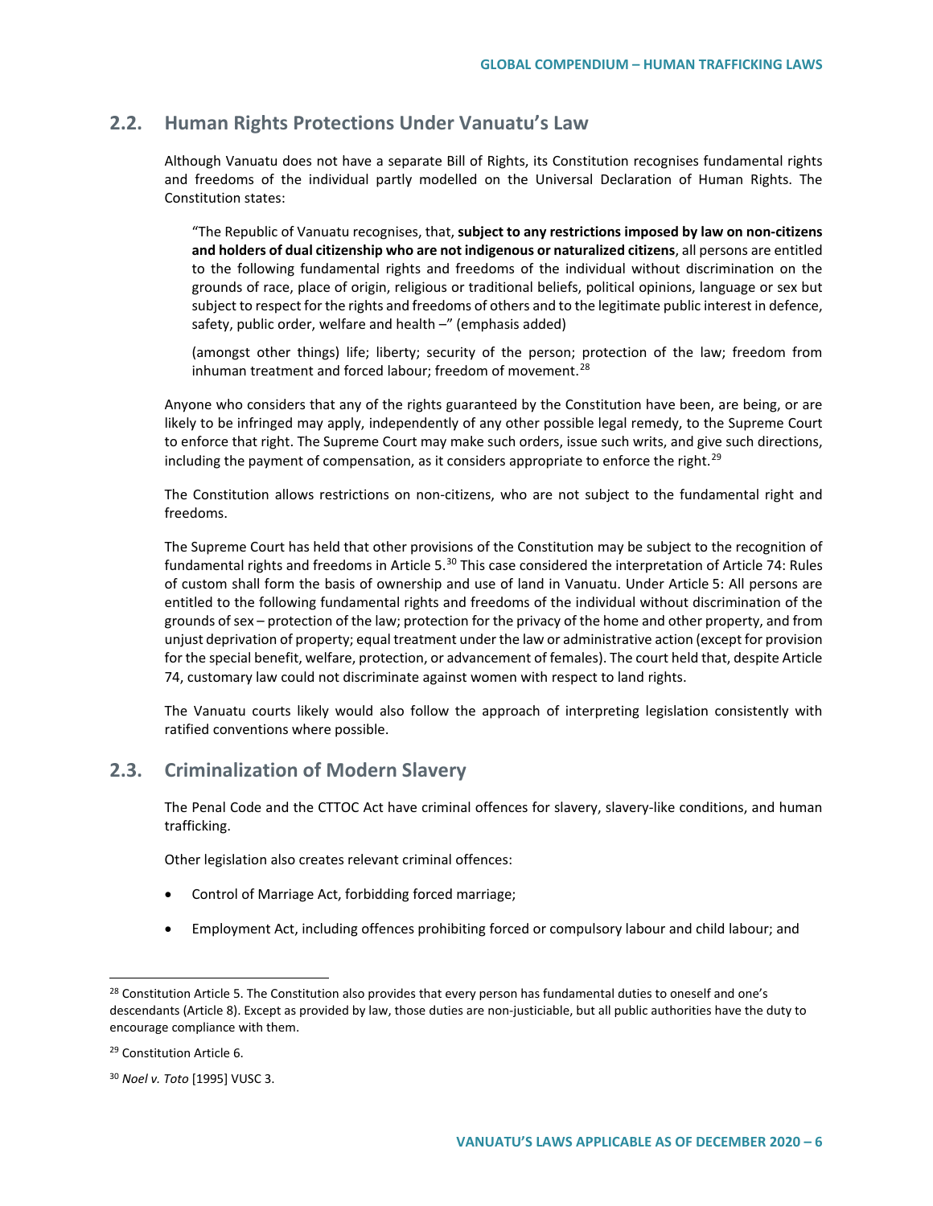## 2.2. Human Rights Protections Under Vanuatu's Law

Although Vanuatu does not have a separate Bill of Rights, its Constitution recognises fundamental rights and freedoms of the individual partly modelled on the Universal Declaration of Human Rights. The Constitution states:

> "The Republic of Vanuatu recognises, that, **subject to any restrictions imposed by law on non-citizens and holders of dual citizenship who are not indigenous or naturalized citizens**, all persons are entitled to the following fundamental rights and freedoms of the individual without discrimination on the grounds of race, place of origin, religious or traditional beliefs, political opinions, language or sex but subject to respect for the rights and freedoms of others and to the legitimate public interest in defence, safety, public order, welfare and health –" (emphasis added)
>
> (amongst other things) life; liberty; security of the person; protection of the law; freedom from inhuman treatment and forced labour; freedom of movement.[28]

Anyone who considers that any of the rights guaranteed by the Constitution have been, are being, or are likely to be infringed may apply, independently of any other possible legal remedy, to the Supreme Court to enforce that right. The Supreme Court may make such orders, issue such writs, and give such directions, including the payment of compensation, as it considers appropriate to enforce the right.[29]

The Constitution allows restrictions on non-citizens, who are not subject to the fundamental right and freedoms.

The Supreme Court has held that other provisions of the Constitution may be subject to the recognition of fundamental rights and freedoms in Article 5.[30] This case considered the interpretation of Article 74: Rules of custom shall form the basis of ownership and use of land in Vanuatu. Under Article 5: All persons are entitled to the following fundamental rights and freedoms of the individual without discrimination of the grounds of sex – protection of the law; protection for the privacy of the home and other property, and from unjust deprivation of property; equal treatment under the law or administrative action (except for provision for the special benefit, welfare, protection, or advancement of females). The court held that, despite Article 74, customary law could not discriminate against women with respect to land rights.

The Vanuatu courts likely would also follow the approach of interpreting legislation consistently with ratified conventions where possible.

## 2.3. Criminalization of Modern Slavery

The Penal Code and the CTTOC Act have criminal offences for slavery, slavery-like conditions, and human trafficking.

Other legislation also creates relevant criminal offences:

- Control of Marriage Act, forbidding forced marriage;
- Employment Act, including offences prohibiting forced or compulsory labour and child labour; and

---

[28] Constitution Article 5. The Constitution also provides that every person has fundamental duties to oneself and one's descendants (Article 8). Except as provided by law, those duties are non-justiciable, but all public authorities have the duty to encourage compliance with them.

[29] Constitution Article 6.

[30] *Noel v. Toto* [1995] VUSC 3.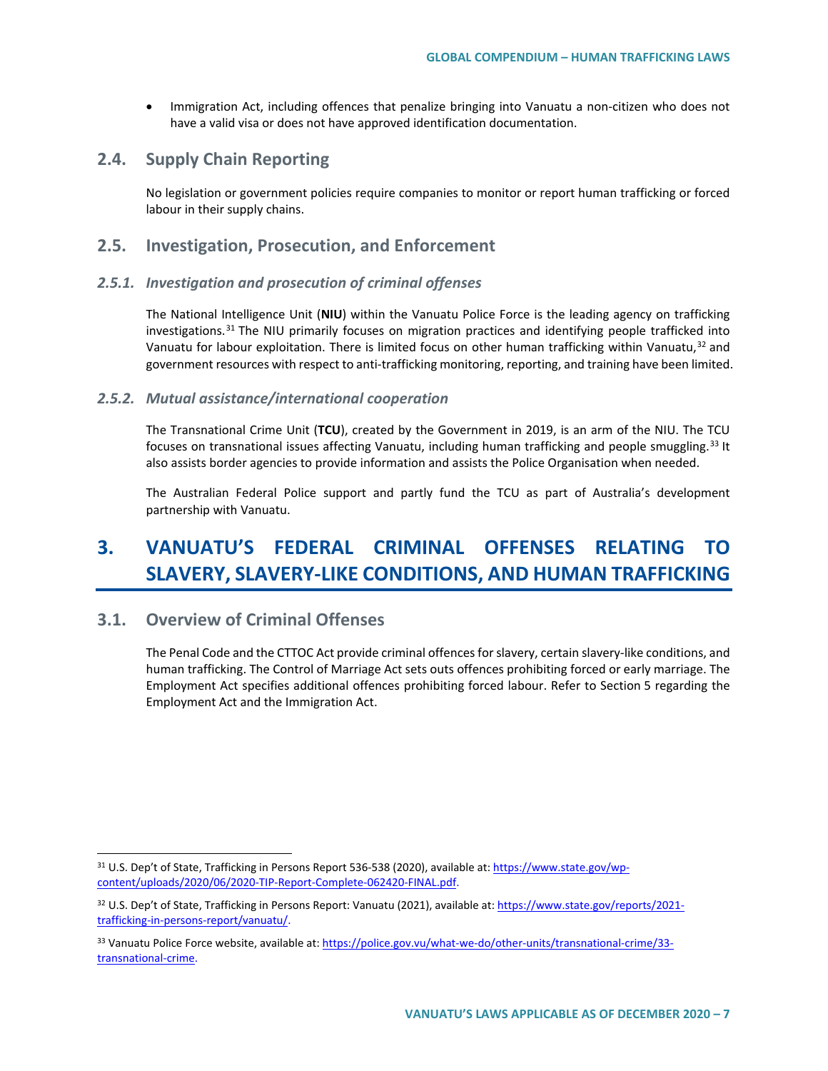- Immigration Act, including offences that penalize bringing into Vanuatu a non-citizen who does not have a valid visa or does not have approved identification documentation.

## 2.4. Supply Chain Reporting

No legislation or government policies require companies to monitor or report human trafficking or forced labour in their supply chains.

## 2.5. Investigation, Prosecution, and Enforcement

### *2.5.1. Investigation and prosecution of criminal offenses*

The National Intelligence Unit (**NIU**) within the Vanuatu Police Force is the leading agency on trafficking investigations.[31] The NIU primarily focuses on migration practices and identifying people trafficked into Vanuatu for labour exploitation. There is limited focus on other human trafficking within Vanuatu,[32] and government resources with respect to anti-trafficking monitoring, reporting, and training have been limited.

### *2.5.2. Mutual assistance/international cooperation*

The Transnational Crime Unit (**TCU**), created by the Government in 2019, is an arm of the NIU. The TCU focuses on transnational issues affecting Vanuatu, including human trafficking and people smuggling.[33] It also assists border agencies to provide information and assists the Police Organisation when needed.

The Australian Federal Police support and partly fund the TCU as part of Australia's development partnership with Vanuatu.

# 3. VANUATU'S FEDERAL CRIMINAL OFFENSES RELATING TO SLAVERY, SLAVERY-LIKE CONDITIONS, AND HUMAN TRAFFICKING

## 3.1. Overview of Criminal Offenses

The Penal Code and the CTTOC Act provide criminal offences for slavery, certain slavery-like conditions, and human trafficking. The Control of Marriage Act sets outs offences prohibiting forced or early marriage. The Employment Act specifies additional offences prohibiting forced labour. Refer to Section 5 regarding the Employment Act and the Immigration Act.

---

[31] U.S. Dep't of State, Trafficking in Persons Report 536-538 (2020), available at: https://www.state.gov/wp-content/uploads/2020/06/2020-TIP-Report-Complete-062420-FINAL.pdf.

[32] U.S. Dep't of State, Trafficking in Persons Report: Vanuatu (2021), available at: https://www.state.gov/reports/2021-trafficking-in-persons-report/vanuatu/.

[33] Vanuatu Police Force website, available at: https://police.gov.vu/what-we-do/other-units/transnational-crime/33-transnational-crime.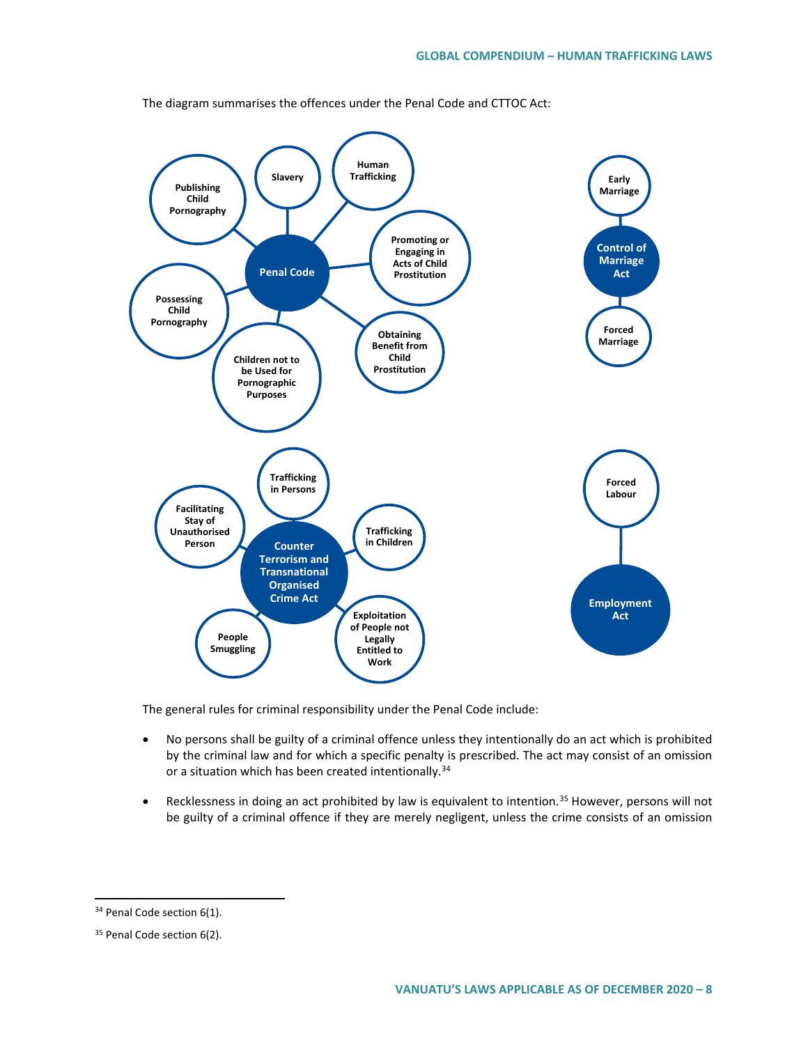The diagram summarises the offences under the Penal Code and CTTOC Act:

**Penal Code**
- Slavery
- Human Trafficking
- Promoting or Engaging in Acts of Child Prostitution
- Obtaining Benefit from Child Prostitution
- Children not to be Used for Pornographic Purposes
- Possessing Child Pornography
- Publishing Child Pornography

**Control of Marriage Act**
- Early Marriage
- Forced Marriage

**Counter Terrorism and Transnational Organised Crime Act**
- Trafficking in Persons
- Trafficking in Children
- Exploitation of People not Legally Entitled to Work
- People Smuggling
- Facilitating Stay of Unauthorised Person

**Employment Act**
- Forced Labour

The general rules for criminal responsibility under the Penal Code include:

- No persons shall be guilty of a criminal offence unless they intentionally do an act which is prohibited by the criminal law and for which a specific penalty is prescribed. The act may consist of an omission or a situation which has been created intentionally.[34]
- Recklessness in doing an act prohibited by law is equivalent to intention.[35] However, persons will not be guilty of a criminal offence if they are merely negligent, unless the crime consists of an omission

---

[34] Penal Code section 6(1).

[35] Penal Code section 6(2).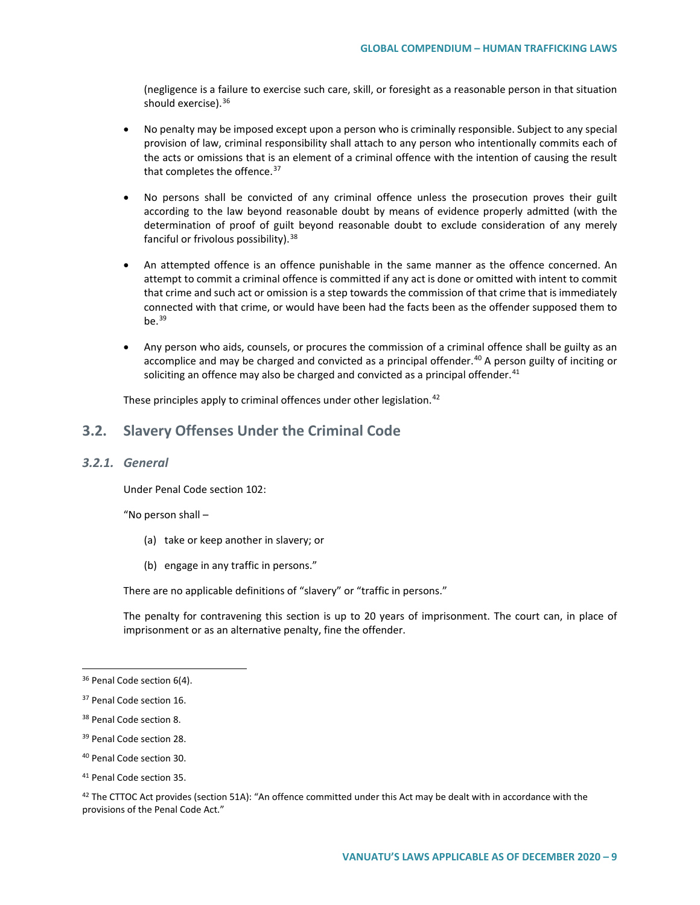(negligence is a failure to exercise such care, skill, or foresight as a reasonable person in that situation should exercise).[36]

- No penalty may be imposed except upon a person who is criminally responsible. Subject to any special provision of law, criminal responsibility shall attach to any person who intentionally commits each of the acts or omissions that is an element of a criminal offence with the intention of causing the result that completes the offence.[37]

- No persons shall be convicted of any criminal offence unless the prosecution proves their guilt according to the law beyond reasonable doubt by means of evidence properly admitted (with the determination of proof of guilt beyond reasonable doubt to exclude consideration of any merely fanciful or frivolous possibility).[38]

- An attempted offence is an offence punishable in the same manner as the offence concerned. An attempt to commit a criminal offence is committed if any act is done or omitted with intent to commit that crime and such act or omission is a step towards the commission of that crime that is immediately connected with that crime, or would have been had the facts been as the offender supposed them to be.[39]

- Any person who aids, counsels, or procures the commission of a criminal offence shall be guilty as an accomplice and may be charged and convicted as a principal offender.[40] A person guilty of inciting or soliciting an offence may also be charged and convicted as a principal offender.[41]

These principles apply to criminal offences under other legislation.[42]

## 3.2. Slavery Offenses Under the Criminal Code

### *3.2.1. General*

Under Penal Code section 102:

"No person shall –

(a) take or keep another in slavery; or

(b) engage in any traffic in persons."

There are no applicable definitions of "slavery" or "traffic in persons."

The penalty for contravening this section is up to 20 years of imprisonment. The court can, in place of imprisonment or as an alternative penalty, fine the offender.

---

[36] Penal Code section 6(4).

[37] Penal Code section 16.

[38] Penal Code section 8.

[39] Penal Code section 28.

[40] Penal Code section 30.

[41] Penal Code section 35.

[42] The CTTOC Act provides (section 51A): "An offence committed under this Act may be dealt with in accordance with the provisions of the Penal Code Act."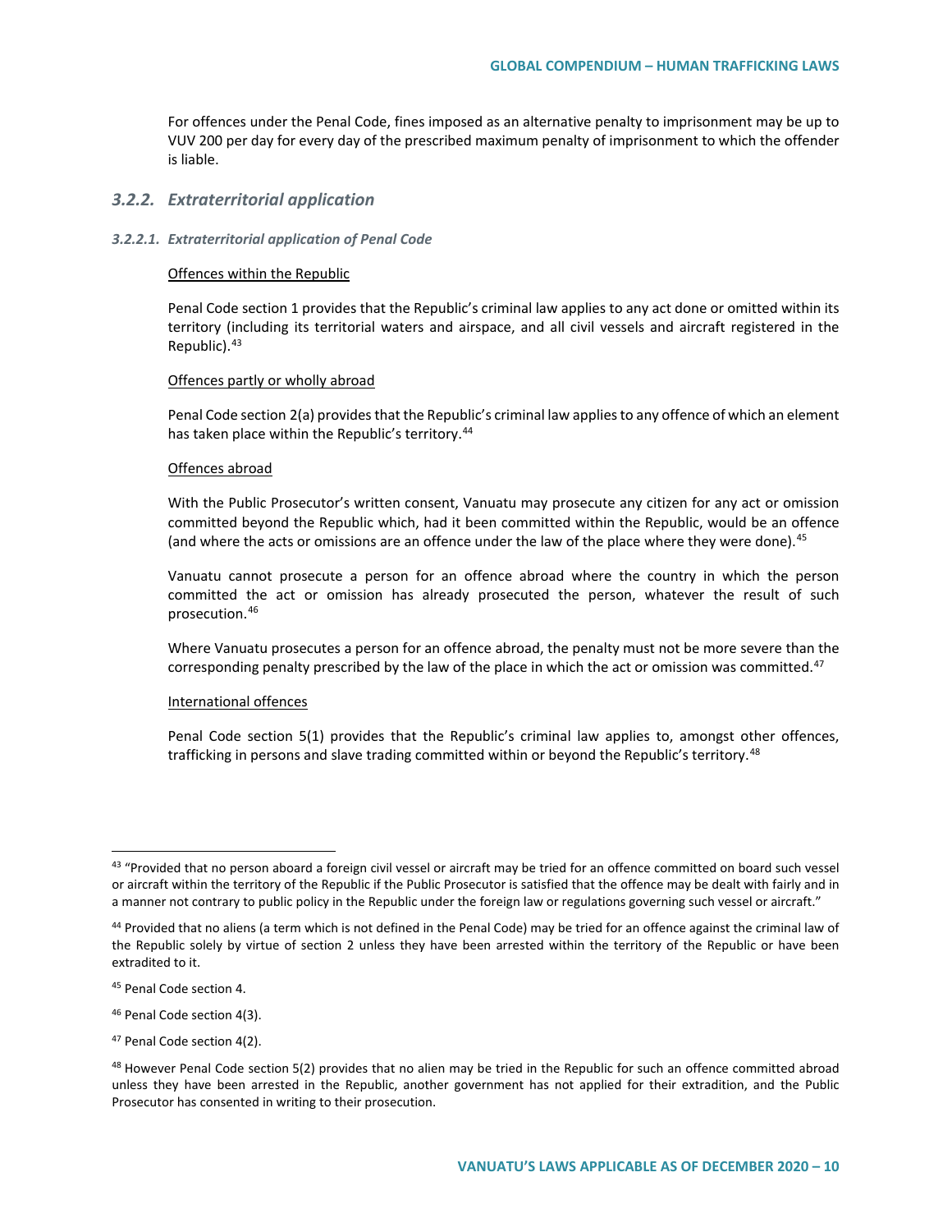For offences under the Penal Code, fines imposed as an alternative penalty to imprisonment may be up to VUV 200 per day for every day of the prescribed maximum penalty of imprisonment to which the offender is liable.

### *3.2.2. Extraterritorial application*

#### *3.2.2.1. Extraterritorial application of Penal Code*

Offences within the Republic

Penal Code section 1 provides that the Republic's criminal law applies to any act done or omitted within its territory (including its territorial waters and airspace, and all civil vessels and aircraft registered in the Republic).[43]

Offences partly or wholly abroad

Penal Code section 2(a) provides that the Republic's criminal law applies to any offence of which an element has taken place within the Republic's territory.[44]

Offences abroad

With the Public Prosecutor's written consent, Vanuatu may prosecute any citizen for any act or omission committed beyond the Republic which, had it been committed within the Republic, would be an offence (and where the acts or omissions are an offence under the law of the place where they were done).[45]

Vanuatu cannot prosecute a person for an offence abroad where the country in which the person committed the act or omission has already prosecuted the person, whatever the result of such prosecution.[46]

Where Vanuatu prosecutes a person for an offence abroad, the penalty must not be more severe than the corresponding penalty prescribed by the law of the place in which the act or omission was committed.[47]

International offences

Penal Code section 5(1) provides that the Republic's criminal law applies to, amongst other offences, trafficking in persons and slave trading committed within or beyond the Republic's territory.[48]

---

[43] "Provided that no person aboard a foreign civil vessel or aircraft may be tried for an offence committed on board such vessel or aircraft within the territory of the Republic if the Public Prosecutor is satisfied that the offence may be dealt with fairly and in a manner not contrary to public policy in the Republic under the foreign law or regulations governing such vessel or aircraft."

[44] Provided that no aliens (a term which is not defined in the Penal Code) may be tried for an offence against the criminal law of the Republic solely by virtue of section 2 unless they have been arrested within the territory of the Republic or have been extradited to it.

[45] Penal Code section 4.

[46] Penal Code section 4(3).

[47] Penal Code section 4(2).

[48] However Penal Code section 5(2) provides that no alien may be tried in the Republic for such an offence committed abroad unless they have been arrested in the Republic, another government has not applied for their extradition, and the Public Prosecutor has consented in writing to their prosecution.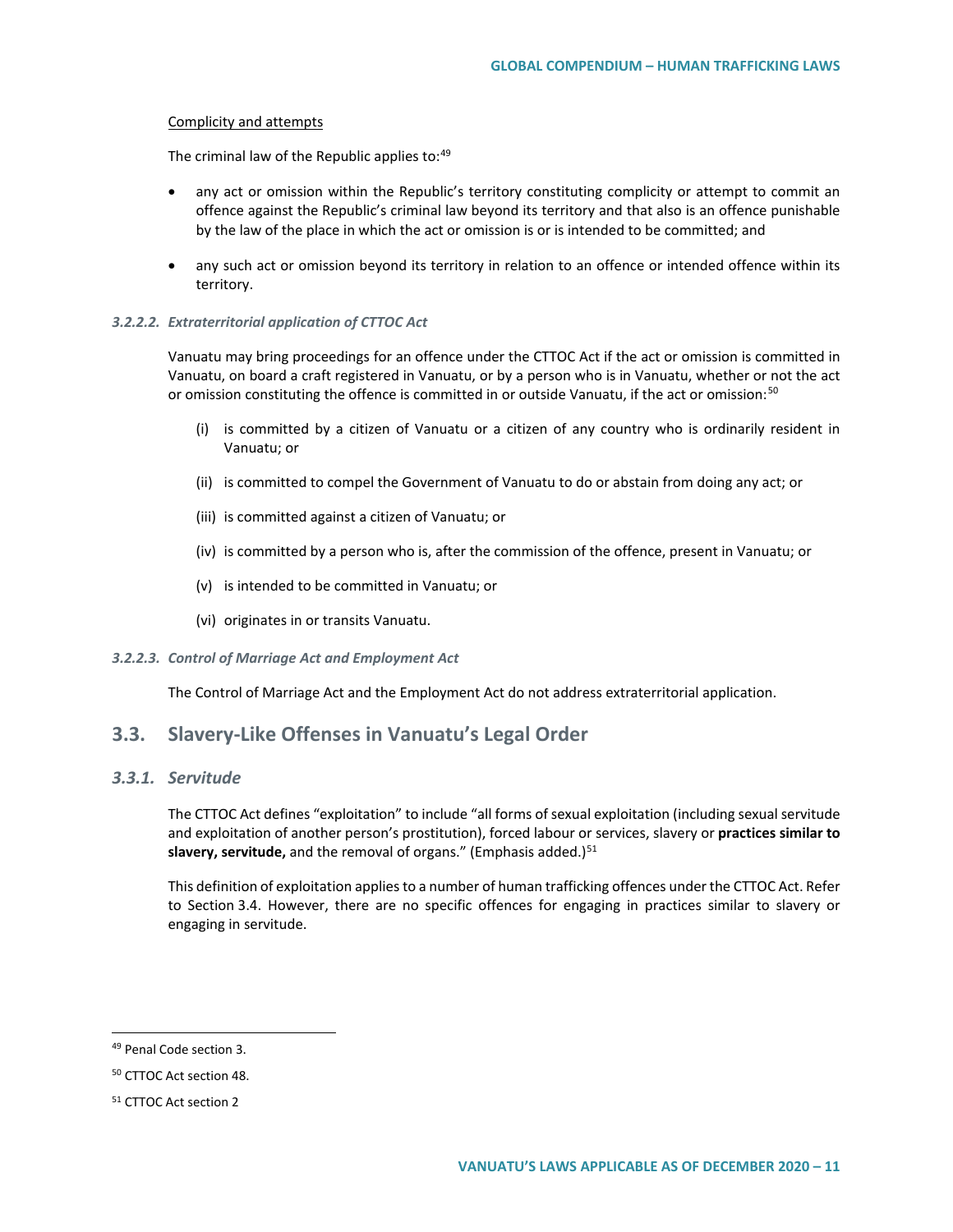Complicity and attempts

The criminal law of the Republic applies to:[49]

- any act or omission within the Republic's territory constituting complicity or attempt to commit an offence against the Republic's criminal law beyond its territory and that also is an offence punishable by the law of the place in which the act or omission is or is intended to be committed; and
- any such act or omission beyond its territory in relation to an offence or intended offence within its territory.

#### *3.2.2.2. Extraterritorial application of CTTOC Act*

Vanuatu may bring proceedings for an offence under the CTTOC Act if the act or omission is committed in Vanuatu, on board a craft registered in Vanuatu, or by a person who is in Vanuatu, whether or not the act or omission constituting the offence is committed in or outside Vanuatu, if the act or omission:[50]

(i) is committed by a citizen of Vanuatu or a citizen of any country who is ordinarily resident in Vanuatu; or

(ii) is committed to compel the Government of Vanuatu to do or abstain from doing any act; or

(iii) is committed against a citizen of Vanuatu; or

(iv) is committed by a person who is, after the commission of the offence, present in Vanuatu; or

(v) is intended to be committed in Vanuatu; or

(vi) originates in or transits Vanuatu.

#### *3.2.2.3. Control of Marriage Act and Employment Act*

The Control of Marriage Act and the Employment Act do not address extraterritorial application.

## 3.3. Slavery-Like Offenses in Vanuatu's Legal Order

### *3.3.1. Servitude*

The CTTOC Act defines "exploitation" to include "all forms of sexual exploitation (including sexual servitude and exploitation of another person's prostitution), forced labour or services, slavery or **practices similar to slavery, servitude,** and the removal of organs." (Emphasis added.)[51]

This definition of exploitation applies to a number of human trafficking offences under the CTTOC Act. Refer to Section 3.4. However, there are no specific offences for engaging in practices similar to slavery or engaging in servitude.

---

[49] Penal Code section 3.

[50] CTTOC Act section 48.

[51] CTTOC Act section 2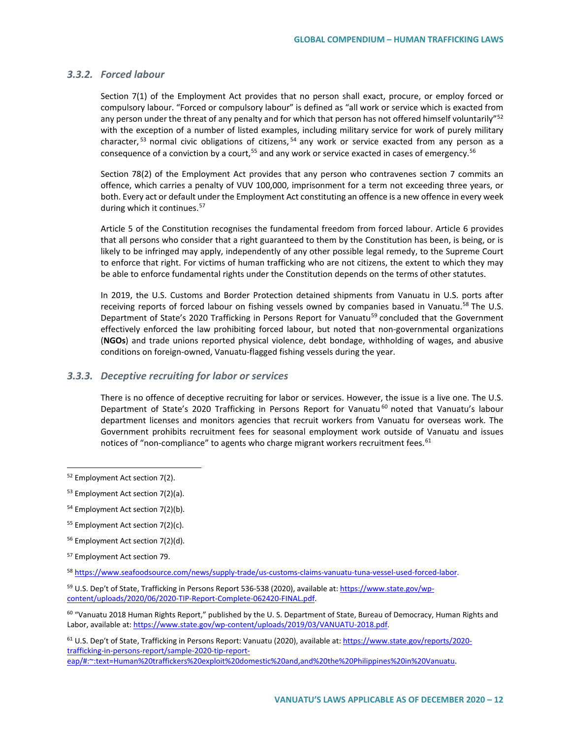### 3.3.2. *Forced labour*

Section 7(1) of the Employment Act provides that no person shall exact, procure, or employ forced or compulsory labour. "Forced or compulsory labour" is defined as "all work or service which is exacted from any person under the threat of any penalty and for which that person has not offered himself voluntarily"[52] with the exception of a number of listed examples, including military service for work of purely military character,[53] normal civic obligations of citizens,[54] any work or service exacted from any person as a consequence of a conviction by a court,[55] and any work or service exacted in cases of emergency.[56]

Section 78(2) of the Employment Act provides that any person who contravenes section 7 commits an offence, which carries a penalty of VUV 100,000, imprisonment for a term not exceeding three years, or both. Every act or default under the Employment Act constituting an offence is a new offence in every week during which it continues.[57]

Article 5 of the Constitution recognises the fundamental freedom from forced labour. Article 6 provides that all persons who consider that a right guaranteed to them by the Constitution has been, is being, or is likely to be infringed may apply, independently of any other possible legal remedy, to the Supreme Court to enforce that right. For victims of human trafficking who are not citizens, the extent to which they may be able to enforce fundamental rights under the Constitution depends on the terms of other statutes.

In 2019, the U.S. Customs and Border Protection detained shipments from Vanuatu in U.S. ports after receiving reports of forced labour on fishing vessels owned by companies based in Vanuatu.[58] The U.S. Department of State's 2020 Trafficking in Persons Report for Vanuatu[59] concluded that the Government effectively enforced the law prohibiting forced labour, but noted that non-governmental organizations (**NGOs**) and trade unions reported physical violence, debt bondage, withholding of wages, and abusive conditions on foreign-owned, Vanuatu-flagged fishing vessels during the year.

### 3.3.3. *Deceptive recruiting for labor or services*

There is no offence of deceptive recruiting for labor or services. However, the issue is a live one. The U.S. Department of State's 2020 Trafficking in Persons Report for Vanuatu[60] noted that Vanuatu's labour department licenses and monitors agencies that recruit workers from Vanuatu for overseas work. The Government prohibits recruitment fees for seasonal employment work outside of Vanuatu and issues notices of "non-compliance" to agents who charge migrant workers recruitment fees.[61]

---

[52] Employment Act section 7(2).

[53] Employment Act section 7(2)(a).

[54] Employment Act section 7(2)(b).

[55] Employment Act section 7(2)(c).

[56] Employment Act section 7(2)(d).

[57] Employment Act section 79.

[58] https://www.seafoodsource.com/news/supply-trade/us-customs-claims-vanuatu-tuna-vessel-used-forced-labor.

[59] U.S. Dep't of State, Trafficking in Persons Report 536-538 (2020), available at: https://www.state.gov/wp-content/uploads/2020/06/2020-TIP-Report-Complete-062420-FINAL.pdf.

[60] "Vanuatu 2018 Human Rights Report," published by the U. S. Department of State, Bureau of Democracy, Human Rights and Labor, available at: https://www.state.gov/wp-content/uploads/2019/03/VANUATU-2018.pdf.

[61] U.S. Dep't of State, Trafficking in Persons Report: Vanuatu (2020), available at: https://www.state.gov/reports/2020-trafficking-in-persons-report/sample-2020-tip-report-eap/#:~:text=Human%20traffickers%20exploit%20domestic%20and,and%20the%20Philippines%20in%20Vanuatu.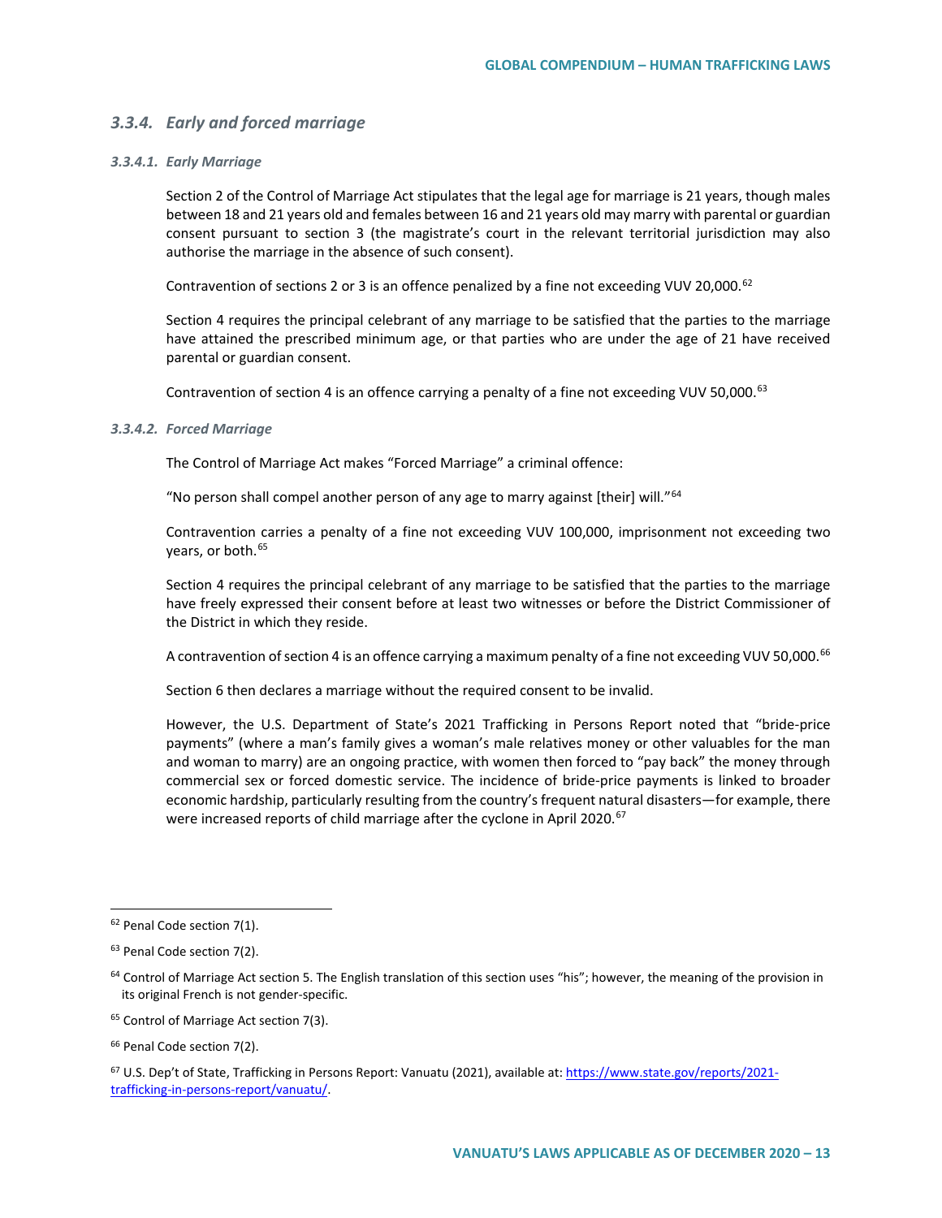### *3.3.4. Early and forced marriage*

#### *3.3.4.1. Early Marriage*

Section 2 of the Control of Marriage Act stipulates that the legal age for marriage is 21 years, though males between 18 and 21 years old and females between 16 and 21 years old may marry with parental or guardian consent pursuant to section 3 (the magistrate's court in the relevant territorial jurisdiction may also authorise the marriage in the absence of such consent).

Contravention of sections 2 or 3 is an offence penalized by a fine not exceeding VUV 20,000.[62]

Section 4 requires the principal celebrant of any marriage to be satisfied that the parties to the marriage have attained the prescribed minimum age, or that parties who are under the age of 21 have received parental or guardian consent.

Contravention of section 4 is an offence carrying a penalty of a fine not exceeding VUV 50,000.[63]

#### *3.3.4.2. Forced Marriage*

The Control of Marriage Act makes "Forced Marriage" a criminal offence:

"No person shall compel another person of any age to marry against [their] will."[64]

Contravention carries a penalty of a fine not exceeding VUV 100,000, imprisonment not exceeding two years, or both.[65]

Section 4 requires the principal celebrant of any marriage to be satisfied that the parties to the marriage have freely expressed their consent before at least two witnesses or before the District Commissioner of the District in which they reside.

A contravention of section 4 is an offence carrying a maximum penalty of a fine not exceeding VUV 50,000.[66]

Section 6 then declares a marriage without the required consent to be invalid.

However, the U.S. Department of State's 2021 Trafficking in Persons Report noted that "bride-price payments" (where a man's family gives a woman's male relatives money or other valuables for the man and woman to marry) are an ongoing practice, with women then forced to "pay back" the money through commercial sex or forced domestic service. The incidence of bride-price payments is linked to broader economic hardship, particularly resulting from the country's frequent natural disasters—for example, there were increased reports of child marriage after the cyclone in April 2020.[67]

---

[62] Penal Code section 7(1).

[63] Penal Code section 7(2).

[64] Control of Marriage Act section 5. The English translation of this section uses "his"; however, the meaning of the provision in its original French is not gender-specific.

[65] Control of Marriage Act section 7(3).

[66] Penal Code section 7(2).

[67] U.S. Dep't of State, Trafficking in Persons Report: Vanuatu (2021), available at: https://www.state.gov/reports/2021-trafficking-in-persons-report/vanuatu/.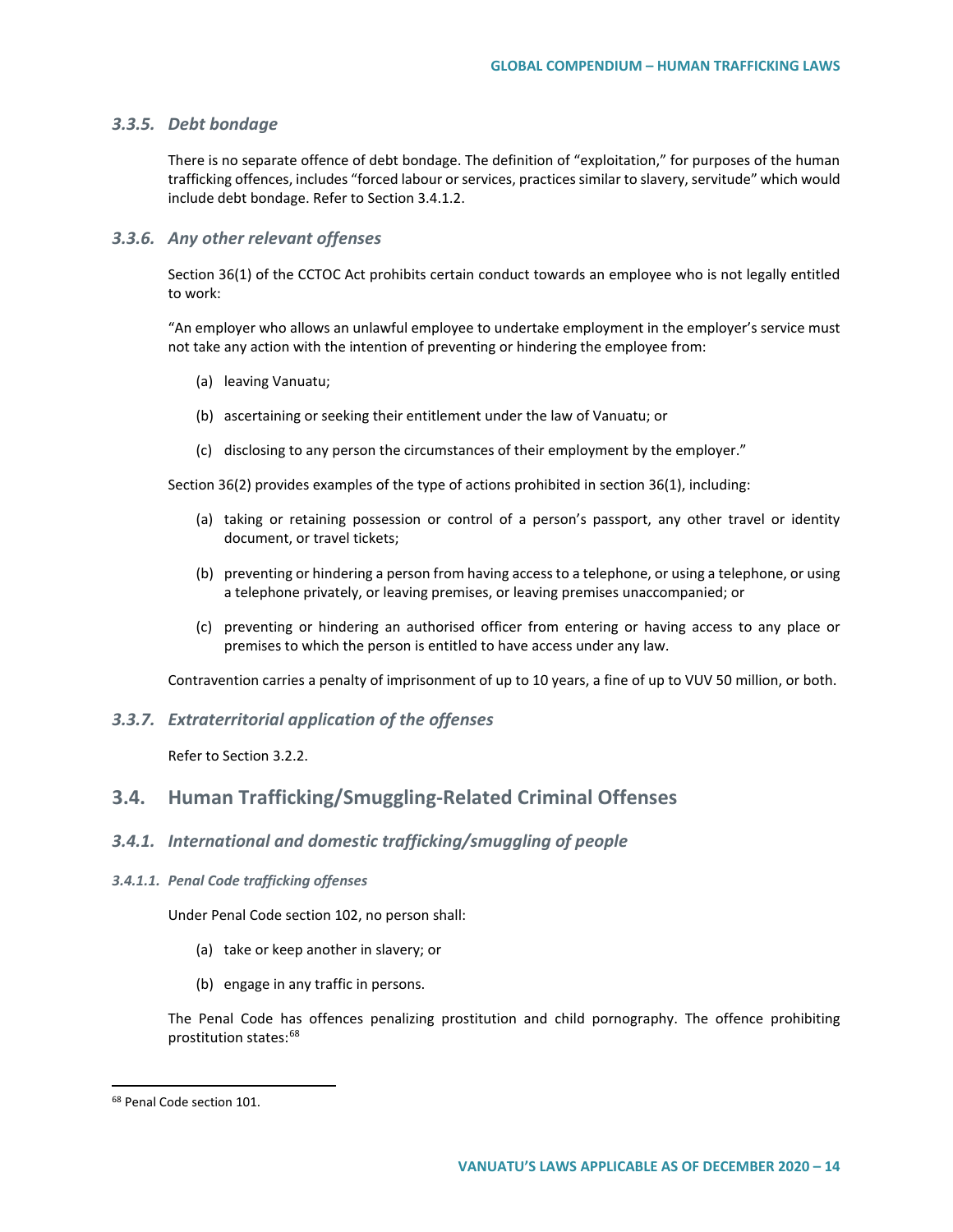### 3.3.5. *Debt bondage*

There is no separate offence of debt bondage. The definition of "exploitation," for purposes of the human trafficking offences, includes "forced labour or services, practices similar to slavery, servitude" which would include debt bondage. Refer to Section 3.4.1.2.

### 3.3.6. *Any other relevant offenses*

Section 36(1) of the CCTOC Act prohibits certain conduct towards an employee who is not legally entitled to work:

"An employer who allows an unlawful employee to undertake employment in the employer's service must not take any action with the intention of preventing or hindering the employee from:

(a) leaving Vanuatu;

(b) ascertaining or seeking their entitlement under the law of Vanuatu; or

(c) disclosing to any person the circumstances of their employment by the employer."

Section 36(2) provides examples of the type of actions prohibited in section 36(1), including:

(a) taking or retaining possession or control of a person's passport, any other travel or identity document, or travel tickets;

(b) preventing or hindering a person from having access to a telephone, or using a telephone, or using a telephone privately, or leaving premises, or leaving premises unaccompanied; or

(c) preventing or hindering an authorised officer from entering or having access to any place or premises to which the person is entitled to have access under any law.

Contravention carries a penalty of imprisonment of up to 10 years, a fine of up to VUV 50 million, or both.

### 3.3.7. *Extraterritorial application of the offenses*

Refer to Section 3.2.2.

## 3.4. Human Trafficking/Smuggling-Related Criminal Offenses

### 3.4.1. *International and domestic trafficking/smuggling of people*

#### 3.4.1.1. *Penal Code trafficking offenses*

Under Penal Code section 102, no person shall:

(a) take or keep another in slavery; or

(b) engage in any traffic in persons.

The Penal Code has offences penalizing prostitution and child pornography. The offence prohibiting prostitution states:[68]

---

[68] Penal Code section 101.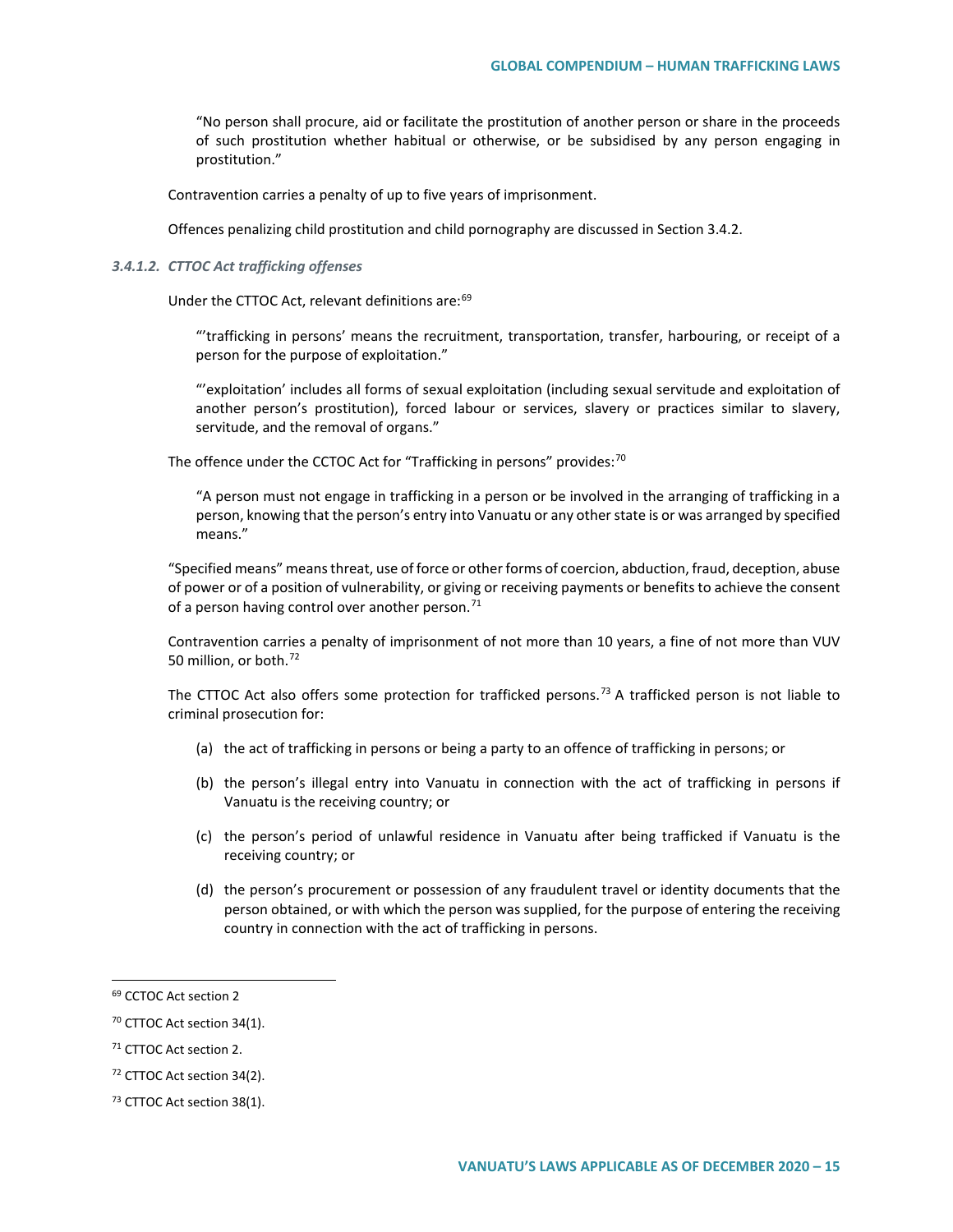> "No person shall procure, aid or facilitate the prostitution of another person or share in the proceeds of such prostitution whether habitual or otherwise, or be subsidised by any person engaging in prostitution."

Contravention carries a penalty of up to five years of imprisonment.

Offences penalizing child prostitution and child pornography are discussed in Section 3.4.2.

#### *3.4.1.2. CTTOC Act trafficking offenses*

Under the CTTOC Act, relevant definitions are:[69]

> "'trafficking in persons' means the recruitment, transportation, transfer, harbouring, or receipt of a person for the purpose of exploitation."

> "'exploitation' includes all forms of sexual exploitation (including sexual servitude and exploitation of another person's prostitution), forced labour or services, slavery or practices similar to slavery, servitude, and the removal of organs."

The offence under the CCTOC Act for "Trafficking in persons" provides:[70]

> "A person must not engage in trafficking in a person or be involved in the arranging of trafficking in a person, knowing that the person's entry into Vanuatu or any other state is or was arranged by specified means."

"Specified means" means threat, use of force or other forms of coercion, abduction, fraud, deception, abuse of power or of a position of vulnerability, or giving or receiving payments or benefits to achieve the consent of a person having control over another person.[71]

Contravention carries a penalty of imprisonment of not more than 10 years, a fine of not more than VUV 50 million, or both.[72]

The CTTOC Act also offers some protection for trafficked persons.[73] A trafficked person is not liable to criminal prosecution for:

(a) the act of trafficking in persons or being a party to an offence of trafficking in persons; or

(b) the person's illegal entry into Vanuatu in connection with the act of trafficking in persons if Vanuatu is the receiving country; or

(c) the person's period of unlawful residence in Vanuatu after being trafficked if Vanuatu is the receiving country; or

(d) the person's procurement or possession of any fraudulent travel or identity documents that the person obtained, or with which the person was supplied, for the purpose of entering the receiving country in connection with the act of trafficking in persons.

---

[69] CCTOC Act section 2

[70] CTTOC Act section 34(1).

[71] CTTOC Act section 2.

[72] CTTOC Act section 34(2).

[73] CTTOC Act section 38(1).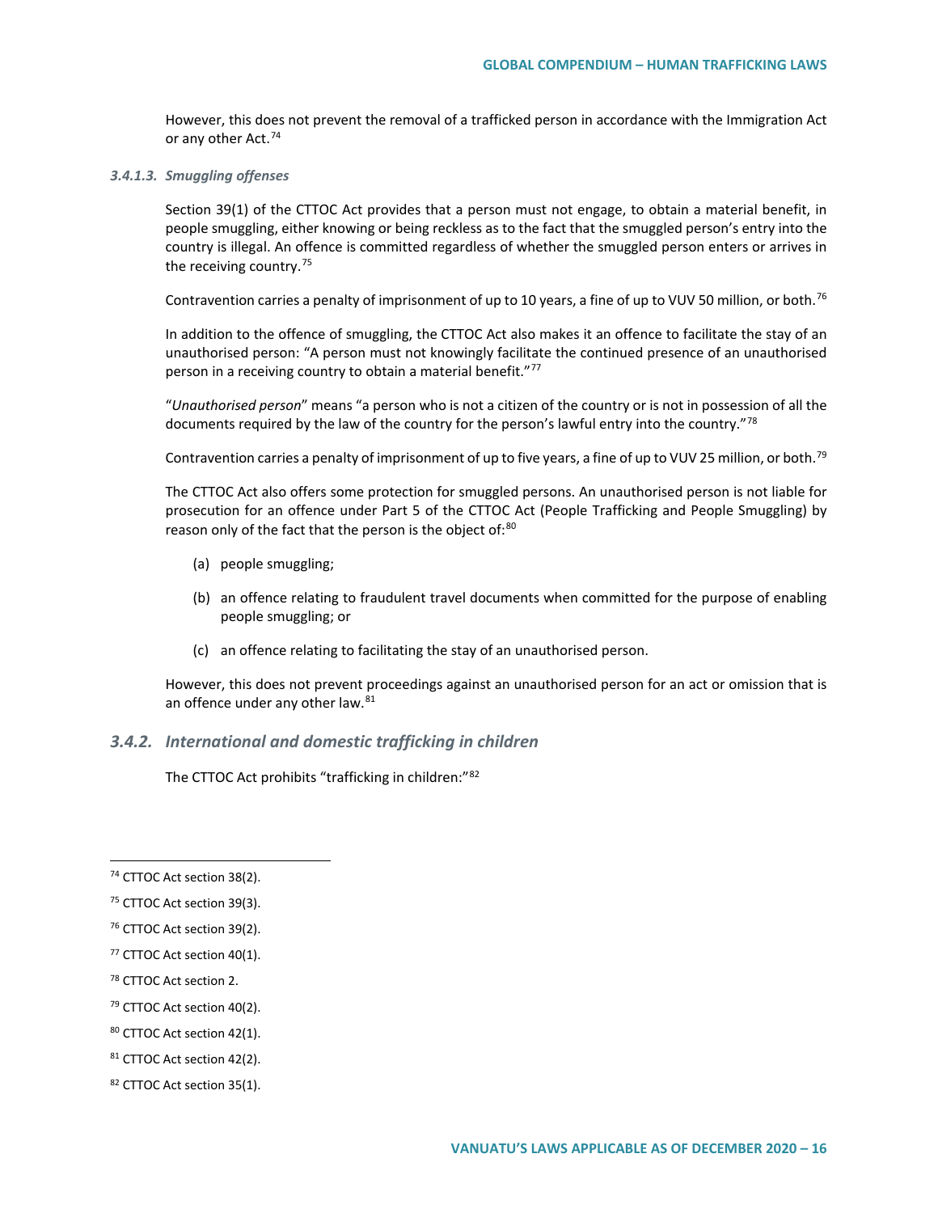However, this does not prevent the removal of a trafficked person in accordance with the Immigration Act or any other Act.[74]

#### *3.4.1.3. Smuggling offenses*

Section 39(1) of the CTTOC Act provides that a person must not engage, to obtain a material benefit, in people smuggling, either knowing or being reckless as to the fact that the smuggled person's entry into the country is illegal. An offence is committed regardless of whether the smuggled person enters or arrives in the receiving country.[75]

Contravention carries a penalty of imprisonment of up to 10 years, a fine of up to VUV 50 million, or both.[76]

In addition to the offence of smuggling, the CTTOC Act also makes it an offence to facilitate the stay of an unauthorised person: "A person must not knowingly facilitate the continued presence of an unauthorised person in a receiving country to obtain a material benefit."[77]

"*Unauthorised person*" means "a person who is not a citizen of the country or is not in possession of all the documents required by the law of the country for the person's lawful entry into the country."[78]

Contravention carries a penalty of imprisonment of up to five years, a fine of up to VUV 25 million, or both.[79]

The CTTOC Act also offers some protection for smuggled persons. An unauthorised person is not liable for prosecution for an offence under Part 5 of the CTTOC Act (People Trafficking and People Smuggling) by reason only of the fact that the person is the object of:[80]

(a) people smuggling;

(b) an offence relating to fraudulent travel documents when committed for the purpose of enabling people smuggling; or

(c) an offence relating to facilitating the stay of an unauthorised person.

However, this does not prevent proceedings against an unauthorised person for an act or omission that is an offence under any other law.[81]

### *3.4.2. International and domestic trafficking in children*

The CTTOC Act prohibits "trafficking in children:"[82]

---

[74] CTTOC Act section 38(2).

[75] CTTOC Act section 39(3).

[76] CTTOC Act section 39(2).

[77] CTTOC Act section 40(1).

[78] CTTOC Act section 2.

[79] CTTOC Act section 40(2).

[80] CTTOC Act section 42(1).

[81] CTTOC Act section 42(2).

[82] CTTOC Act section 35(1).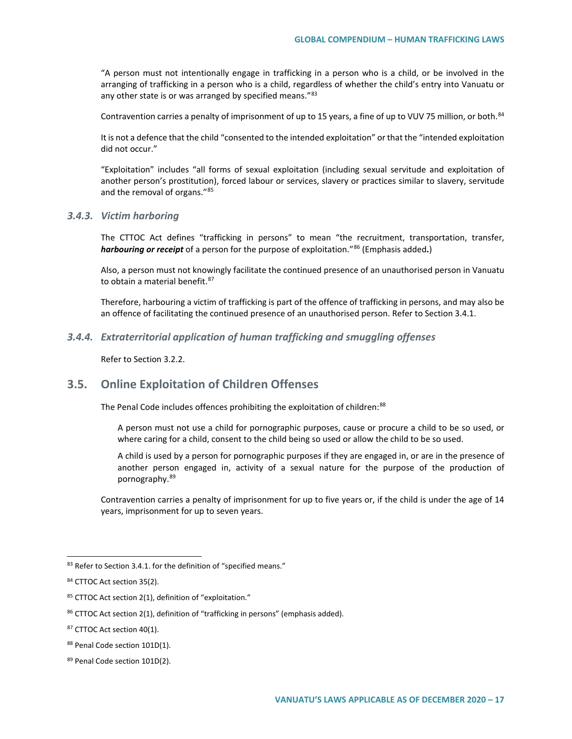"A person must not intentionally engage in trafficking in a person who is a child, or be involved in the arranging of trafficking in a person who is a child, regardless of whether the child's entry into Vanuatu or any other state is or was arranged by specified means."[83]

Contravention carries a penalty of imprisonment of up to 15 years, a fine of up to VUV 75 million, or both.[84]

It is not a defence that the child "consented to the intended exploitation" or that the "intended exploitation did not occur."

"Exploitation" includes "all forms of sexual exploitation (including sexual servitude and exploitation of another person's prostitution), forced labour or services, slavery or practices similar to slavery, servitude and the removal of organs."[85]

### 3.4.3. Victim harboring

The CTTOC Act defines "trafficking in persons" to mean "the recruitment, transportation, transfer, ***harbouring or receipt*** of a person for the purpose of exploitation."[86] (Emphasis added**.**)

Also, a person must not knowingly facilitate the continued presence of an unauthorised person in Vanuatu to obtain a material benefit.[87]

Therefore, harbouring a victim of trafficking is part of the offence of trafficking in persons, and may also be an offence of facilitating the continued presence of an unauthorised person. Refer to Section 3.4.1.

### 3.4.4. Extraterritorial application of human trafficking and smuggling offenses

Refer to Section 3.2.2.

## 3.5. Online Exploitation of Children Offenses

The Penal Code includes offences prohibiting the exploitation of children:[88]

> A person must not use a child for pornographic purposes, cause or procure a child to be so used, or where caring for a child, consent to the child being so used or allow the child to be so used.
>
> A child is used by a person for pornographic purposes if they are engaged in, or are in the presence of another person engaged in, activity of a sexual nature for the purpose of the production of pornography.[89]

Contravention carries a penalty of imprisonment for up to five years or, if the child is under the age of 14 years, imprisonment for up to seven years.

---

[83] Refer to Section 3.4.1. for the definition of "specified means."

[84] CTTOC Act section 35(2).

[85] CTTOC Act section 2(1), definition of "exploitation."

[86] CTTOC Act section 2(1), definition of "trafficking in persons" (emphasis added).

[87] CTTOC Act section 40(1).

[88] Penal Code section 101D(1).

[89] Penal Code section 101D(2).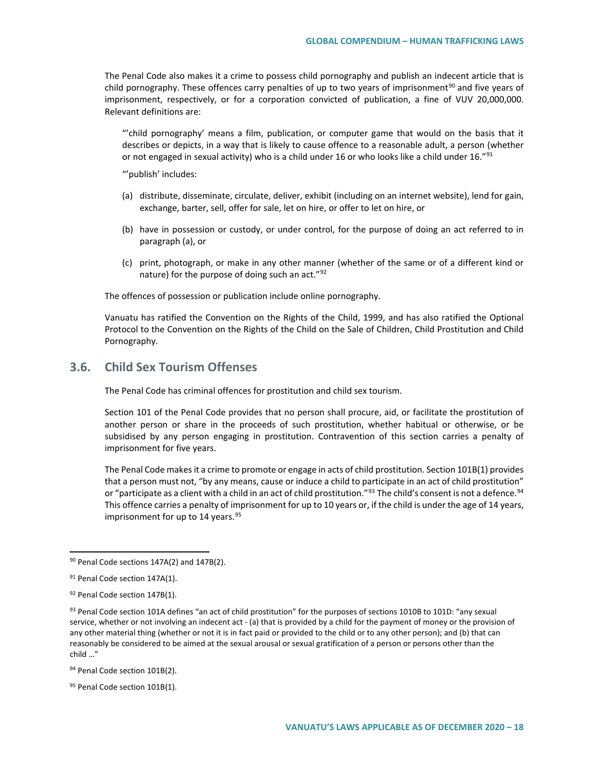The Penal Code also makes it a crime to possess child pornography and publish an indecent article that is child pornography. These offences carry penalties of up to two years of imprisonment[90] and five years of imprisonment, respectively, or for a corporation convicted of publication, a fine of VUV 20,000,000. Relevant definitions are:

> "'child pornography' means a film, publication, or computer game that would on the basis that it describes or depicts, in a way that is likely to cause offence to a reasonable adult, a person (whether or not engaged in sexual activity) who is a child under 16 or who looks like a child under 16."[91]
>
> "'publish' includes:
>
> (a) distribute, disseminate, circulate, deliver, exhibit (including on an internet website), lend for gain, exchange, barter, sell, offer for sale, let on hire, or offer to let on hire, or
>
> (b) have in possession or custody, or under control, for the purpose of doing an act referred to in paragraph (a), or
>
> (c) print, photograph, or make in any other manner (whether of the same or of a different kind or nature) for the purpose of doing such an act."[92]

The offences of possession or publication include online pornography.

Vanuatu has ratified the Convention on the Rights of the Child, 1999, and has also ratified the Optional Protocol to the Convention on the Rights of the Child on the Sale of Children, Child Prostitution and Child Pornography.

## 3.6. Child Sex Tourism Offenses

The Penal Code has criminal offences for prostitution and child sex tourism.

Section 101 of the Penal Code provides that no person shall procure, aid, or facilitate the prostitution of another person or share in the proceeds of such prostitution, whether habitual or otherwise, or be subsidised by any person engaging in prostitution. Contravention of this section carries a penalty of imprisonment for five years.

The Penal Code makes it a crime to promote or engage in acts of child prostitution. Section 101B(1) provides that a person must not, "by any means, cause or induce a child to participate in an act of child prostitution" or "participate as a client with a child in an act of child prostitution."[93] The child's consent is not a defence.[94] This offence carries a penalty of imprisonment for up to 10 years or, if the child is under the age of 14 years, imprisonment for up to 14 years.[95]

---

[90] Penal Code sections 147A(2) and 147B(2).

[91] Penal Code section 147A(1).

[92] Penal Code section 147B(1).

[93] Penal Code section 101A defines "an act of child prostitution" for the purposes of sections 1010B to 101D: "any sexual service, whether or not involving an indecent act - (a) that is provided by a child for the payment of money or the provision of any other material thing (whether or not it is in fact paid or provided to the child or to any other person); and (b) that can reasonably be considered to be aimed at the sexual arousal or sexual gratification of a person or persons other than the child …"

[94] Penal Code section 101B(2).

[95] Penal Code section 101B(1).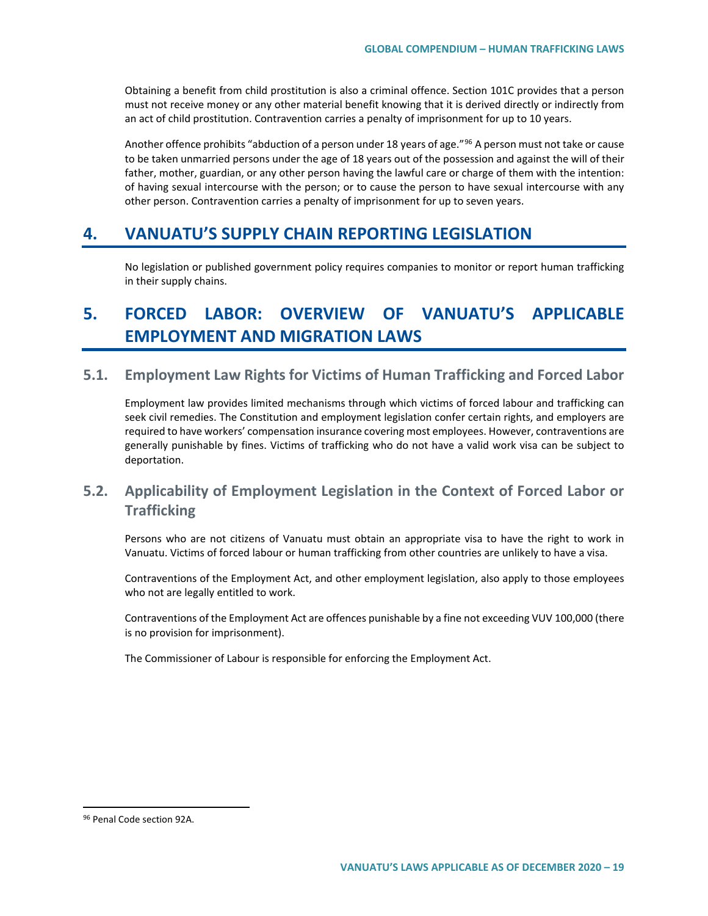Obtaining a benefit from child prostitution is also a criminal offence. Section 101C provides that a person must not receive money or any other material benefit knowing that it is derived directly or indirectly from an act of child prostitution. Contravention carries a penalty of imprisonment for up to 10 years.

Another offence prohibits "abduction of a person under 18 years of age."[96] A person must not take or cause to be taken unmarried persons under the age of 18 years out of the possession and against the will of their father, mother, guardian, or any other person having the lawful care or charge of them with the intention: of having sexual intercourse with the person; or to cause the person to have sexual intercourse with any other person. Contravention carries a penalty of imprisonment for up to seven years.

# 4. VANUATU'S SUPPLY CHAIN REPORTING LEGISLATION

No legislation or published government policy requires companies to monitor or report human trafficking in their supply chains.

# 5. FORCED LABOR: OVERVIEW OF VANUATU'S APPLICABLE EMPLOYMENT AND MIGRATION LAWS

## 5.1. Employment Law Rights for Victims of Human Trafficking and Forced Labor

Employment law provides limited mechanisms through which victims of forced labour and trafficking can seek civil remedies. The Constitution and employment legislation confer certain rights, and employers are required to have workers' compensation insurance covering most employees. However, contraventions are generally punishable by fines. Victims of trafficking who do not have a valid work visa can be subject to deportation.

## 5.2. Applicability of Employment Legislation in the Context of Forced Labor or Trafficking

Persons who are not citizens of Vanuatu must obtain an appropriate visa to have the right to work in Vanuatu. Victims of forced labour or human trafficking from other countries are unlikely to have a visa.

Contraventions of the Employment Act, and other employment legislation, also apply to those employees who not are legally entitled to work.

Contraventions of the Employment Act are offences punishable by a fine not exceeding VUV 100,000 (there is no provision for imprisonment).

The Commissioner of Labour is responsible for enforcing the Employment Act.

---

[96] Penal Code section 92A.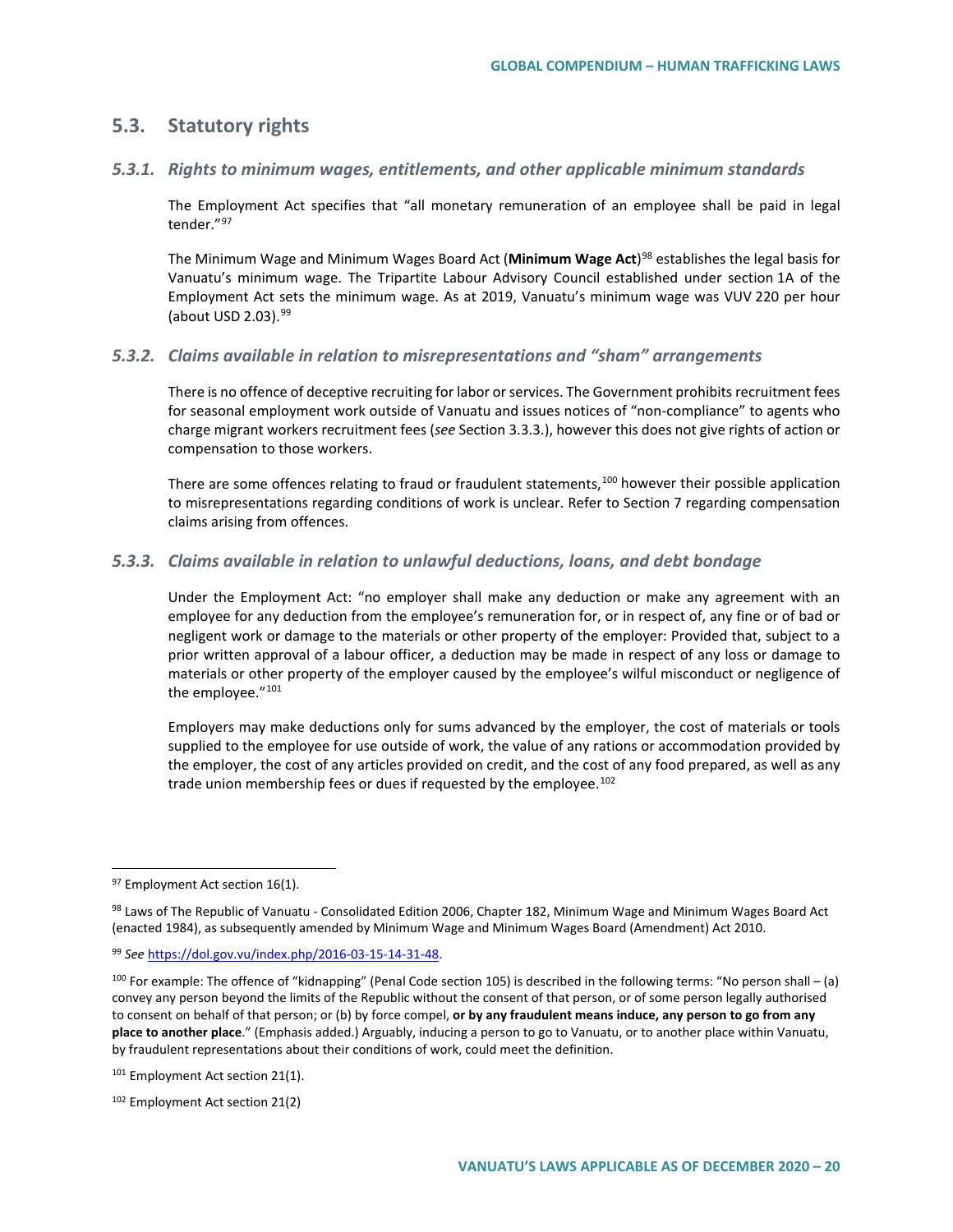## 5.3. Statutory rights

### 5.3.1. Rights to minimum wages, entitlements, and other applicable minimum standards

The Employment Act specifies that "all monetary remuneration of an employee shall be paid in legal tender."[97]

The Minimum Wage and Minimum Wages Board Act (**Minimum Wage Act**)[98] establishes the legal basis for Vanuatu's minimum wage. The Tripartite Labour Advisory Council established under section 1A of the Employment Act sets the minimum wage. As at 2019, Vanuatu's minimum wage was VUV 220 per hour (about USD 2.03).[99]

### 5.3.2. Claims available in relation to misrepresentations and "sham" arrangements

There is no offence of deceptive recruiting for labor or services. The Government prohibits recruitment fees for seasonal employment work outside of Vanuatu and issues notices of "non-compliance" to agents who charge migrant workers recruitment fees (*see* Section 3.3.3.), however this does not give rights of action or compensation to those workers.

There are some offences relating to fraud or fraudulent statements,[100] however their possible application to misrepresentations regarding conditions of work is unclear. Refer to Section 7 regarding compensation claims arising from offences.

### 5.3.3. Claims available in relation to unlawful deductions, loans, and debt bondage

Under the Employment Act: "no employer shall make any deduction or make any agreement with an employee for any deduction from the employee's remuneration for, or in respect of, any fine or of bad or negligent work or damage to the materials or other property of the employer: Provided that, subject to a prior written approval of a labour officer, a deduction may be made in respect of any loss or damage to materials or other property of the employer caused by the employee's wilful misconduct or negligence of the employee."[101]

Employers may make deductions only for sums advanced by the employer, the cost of materials or tools supplied to the employee for use outside of work, the value of any rations or accommodation provided by the employer, the cost of any articles provided on credit, and the cost of any food prepared, as well as any trade union membership fees or dues if requested by the employee.[102]

---

[97] Employment Act section 16(1).

[98] Laws of The Republic of Vanuatu - Consolidated Edition 2006, Chapter 182, Minimum Wage and Minimum Wages Board Act (enacted 1984), as subsequently amended by Minimum Wage and Minimum Wages Board (Amendment) Act 2010.

[99] *See* https://dol.gov.vu/index.php/2016-03-15-14-31-48.

[100] For example: The offence of "kidnapping" (Penal Code section 105) is described in the following terms: "No person shall – (a) convey any person beyond the limits of the Republic without the consent of that person, or of some person legally authorised to consent on behalf of that person; or (b) by force compel, **or by any fraudulent means induce, any person to go from any place to another place**." (Emphasis added.) Arguably, inducing a person to go to Vanuatu, or to another place within Vanuatu, by fraudulent representations about their conditions of work, could meet the definition.

[101] Employment Act section 21(1).

[102] Employment Act section 21(2)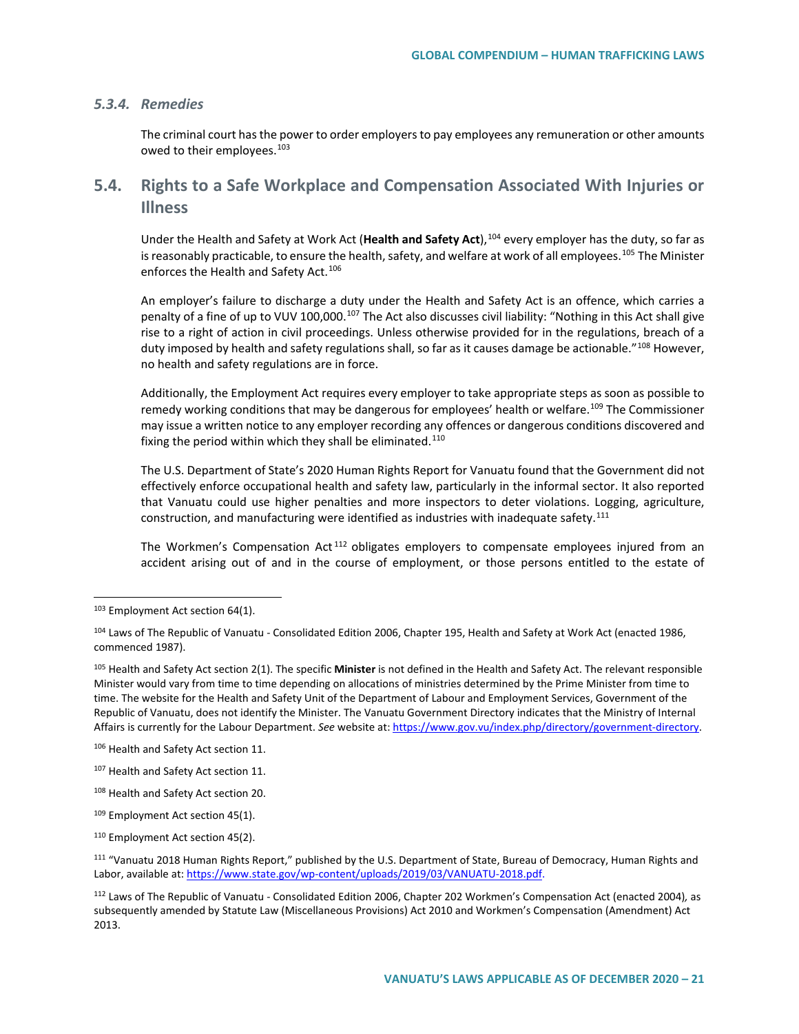### *5.3.4. Remedies*

The criminal court has the power to order employers to pay employees any remuneration or other amounts owed to their employees.[103]

## 5.4. Rights to a Safe Workplace and Compensation Associated With Injuries or Illness

Under the Health and Safety at Work Act (**Health and Safety Act**),[104] every employer has the duty, so far as is reasonably practicable, to ensure the health, safety, and welfare at work of all employees.[105] The Minister enforces the Health and Safety Act.[106]

An employer's failure to discharge a duty under the Health and Safety Act is an offence, which carries a penalty of a fine of up to VUV 100,000.[107] The Act also discusses civil liability: "Nothing in this Act shall give rise to a right of action in civil proceedings. Unless otherwise provided for in the regulations, breach of a duty imposed by health and safety regulations shall, so far as it causes damage be actionable."[108] However, no health and safety regulations are in force.

Additionally, the Employment Act requires every employer to take appropriate steps as soon as possible to remedy working conditions that may be dangerous for employees' health or welfare.[109] The Commissioner may issue a written notice to any employer recording any offences or dangerous conditions discovered and fixing the period within which they shall be eliminated.[110]

The U.S. Department of State's 2020 Human Rights Report for Vanuatu found that the Government did not effectively enforce occupational health and safety law, particularly in the informal sector. It also reported that Vanuatu could use higher penalties and more inspectors to deter violations. Logging, agriculture, construction, and manufacturing were identified as industries with inadequate safety.[111]

The Workmen's Compensation Act[112] obligates employers to compensate employees injured from an accident arising out of and in the course of employment, or those persons entitled to the estate of

---

[103] Employment Act section 64(1).

[104] Laws of The Republic of Vanuatu - Consolidated Edition 2006, Chapter 195, Health and Safety at Work Act (enacted 1986, commenced 1987).

[105] Health and Safety Act section 2(1). The specific **Minister** is not defined in the Health and Safety Act. The relevant responsible Minister would vary from time to time depending on allocations of ministries determined by the Prime Minister from time to time. The website for the Health and Safety Unit of the Department of Labour and Employment Services, Government of the Republic of Vanuatu, does not identify the Minister. The Vanuatu Government Directory indicates that the Ministry of Internal Affairs is currently for the Labour Department. *See* website at: https://www.gov.vu/index.php/directory/government-directory.

[106] Health and Safety Act section 11.

[107] Health and Safety Act section 11.

[108] Health and Safety Act section 20.

[109] Employment Act section 45(1).

[110] Employment Act section 45(2).

[111] "Vanuatu 2018 Human Rights Report," published by the U.S. Department of State, Bureau of Democracy, Human Rights and Labor, available at: https://www.state.gov/wp-content/uploads/2019/03/VANUATU-2018.pdf.

[112] Laws of The Republic of Vanuatu - Consolidated Edition 2006, Chapter 202 Workmen's Compensation Act (enacted 2004), as subsequently amended by Statute Law (Miscellaneous Provisions) Act 2010 and Workmen's Compensation (Amendment) Act 2013.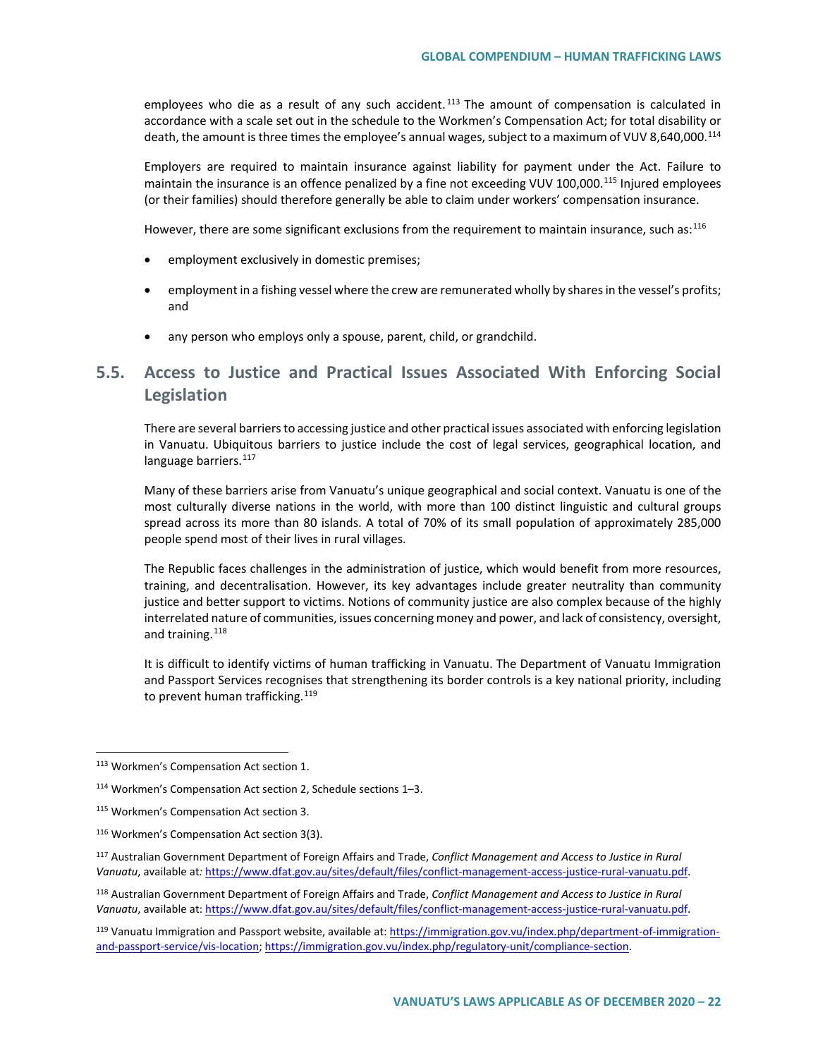employees who die as a result of any such accident.[113] The amount of compensation is calculated in accordance with a scale set out in the schedule to the Workmen's Compensation Act; for total disability or death, the amount is three times the employee's annual wages, subject to a maximum of VUV 8,640,000.[114]

Employers are required to maintain insurance against liability for payment under the Act. Failure to maintain the insurance is an offence penalized by a fine not exceeding VUV 100,000.[115] Injured employees (or their families) should therefore generally be able to claim under workers' compensation insurance.

However, there are some significant exclusions from the requirement to maintain insurance, such as:[116]

- employment exclusively in domestic premises;
- employment in a fishing vessel where the crew are remunerated wholly by shares in the vessel's profits; and
- any person who employs only a spouse, parent, child, or grandchild.

## 5.5. Access to Justice and Practical Issues Associated With Enforcing Social Legislation

There are several barriers to accessing justice and other practical issues associated with enforcing legislation in Vanuatu. Ubiquitous barriers to justice include the cost of legal services, geographical location, and language barriers.[117]

Many of these barriers arise from Vanuatu's unique geographical and social context. Vanuatu is one of the most culturally diverse nations in the world, with more than 100 distinct linguistic and cultural groups spread across its more than 80 islands. A total of 70% of its small population of approximately 285,000 people spend most of their lives in rural villages.

The Republic faces challenges in the administration of justice, which would benefit from more resources, training, and decentralisation. However, its key advantages include greater neutrality than community justice and better support to victims. Notions of community justice are also complex because of the highly interrelated nature of communities, issues concerning money and power, and lack of consistency, oversight, and training.[118]

It is difficult to identify victims of human trafficking in Vanuatu. The Department of Vanuatu Immigration and Passport Services recognises that strengthening its border controls is a key national priority, including to prevent human trafficking.[119]

---

[113] Workmen's Compensation Act section 1.

[114] Workmen's Compensation Act section 2, Schedule sections 1–3.

[115] Workmen's Compensation Act section 3.

[116] Workmen's Compensation Act section 3(3).

[117] Australian Government Department of Foreign Affairs and Trade, *Conflict Management and Access to Justice in Rural Vanuatu*, available at: https://www.dfat.gov.au/sites/default/files/conflict-management-access-justice-rural-vanuatu.pdf.

[118] Australian Government Department of Foreign Affairs and Trade, *Conflict Management and Access to Justice in Rural Vanuatu*, available at: https://www.dfat.gov.au/sites/default/files/conflict-management-access-justice-rural-vanuatu.pdf.

[119] Vanuatu Immigration and Passport website, available at: https://immigration.gov.vu/index.php/department-of-immigration-and-passport-service/vis-location; https://immigration.gov.vu/index.php/regulatory-unit/compliance-section.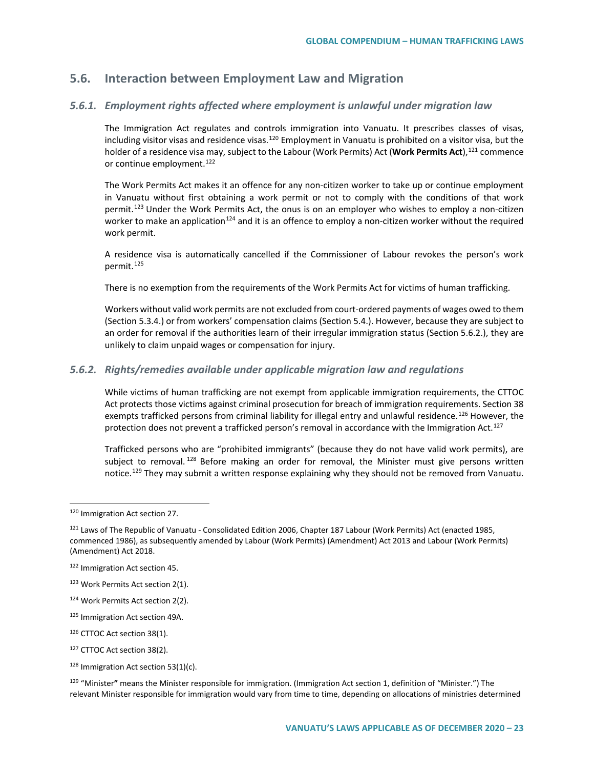## 5.6. Interaction between Employment Law and Migration

### *5.6.1. Employment rights affected where employment is unlawful under migration law*

The Immigration Act regulates and controls immigration into Vanuatu. It prescribes classes of visas, including visitor visas and residence visas.[120] Employment in Vanuatu is prohibited on a visitor visa, but the holder of a residence visa may, subject to the Labour (Work Permits) Act (**Work Permits Act**),[121] commence or continue employment.[122]

The Work Permits Act makes it an offence for any non-citizen worker to take up or continue employment in Vanuatu without first obtaining a work permit or not to comply with the conditions of that work permit.[123] Under the Work Permits Act, the onus is on an employer who wishes to employ a non-citizen worker to make an application[124] and it is an offence to employ a non-citizen worker without the required work permit.

A residence visa is automatically cancelled if the Commissioner of Labour revokes the person's work permit.[125]

There is no exemption from the requirements of the Work Permits Act for victims of human trafficking.

Workers without valid work permits are not excluded from court-ordered payments of wages owed to them (Section 5.3.4.) or from workers' compensation claims (Section 5.4.). However, because they are subject to an order for removal if the authorities learn of their irregular immigration status (Section 5.6.2.), they are unlikely to claim unpaid wages or compensation for injury.

### *5.6.2. Rights/remedies available under applicable migration law and regulations*

While victims of human trafficking are not exempt from applicable immigration requirements, the CTTOC Act protects those victims against criminal prosecution for breach of immigration requirements. Section 38 exempts trafficked persons from criminal liability for illegal entry and unlawful residence.[126] However, the protection does not prevent a trafficked person's removal in accordance with the Immigration Act.[127]

Trafficked persons who are "prohibited immigrants" (because they do not have valid work permits), are subject to removal.[128] Before making an order for removal, the Minister must give persons written notice.[129] They may submit a written response explaining why they should not be removed from Vanuatu.

---

[120] Immigration Act section 27.

[121] Laws of The Republic of Vanuatu - Consolidated Edition 2006, Chapter 187 Labour (Work Permits) Act (enacted 1985, commenced 1986), as subsequently amended by Labour (Work Permits) (Amendment) Act 2013 and Labour (Work Permits) (Amendment) Act 2018.

[122] Immigration Act section 45.

[123] Work Permits Act section 2(1).

[124] Work Permits Act section 2(2).

[125] Immigration Act section 49A.

[126] CTTOC Act section 38(1).

[127] CTTOC Act section 38(2).

[128] Immigration Act section 53(1)(c).

[129] "Minister**"** means the Minister responsible for immigration. (Immigration Act section 1, definition of "Minister.") The relevant Minister responsible for immigration would vary from time to time, depending on allocations of ministries determined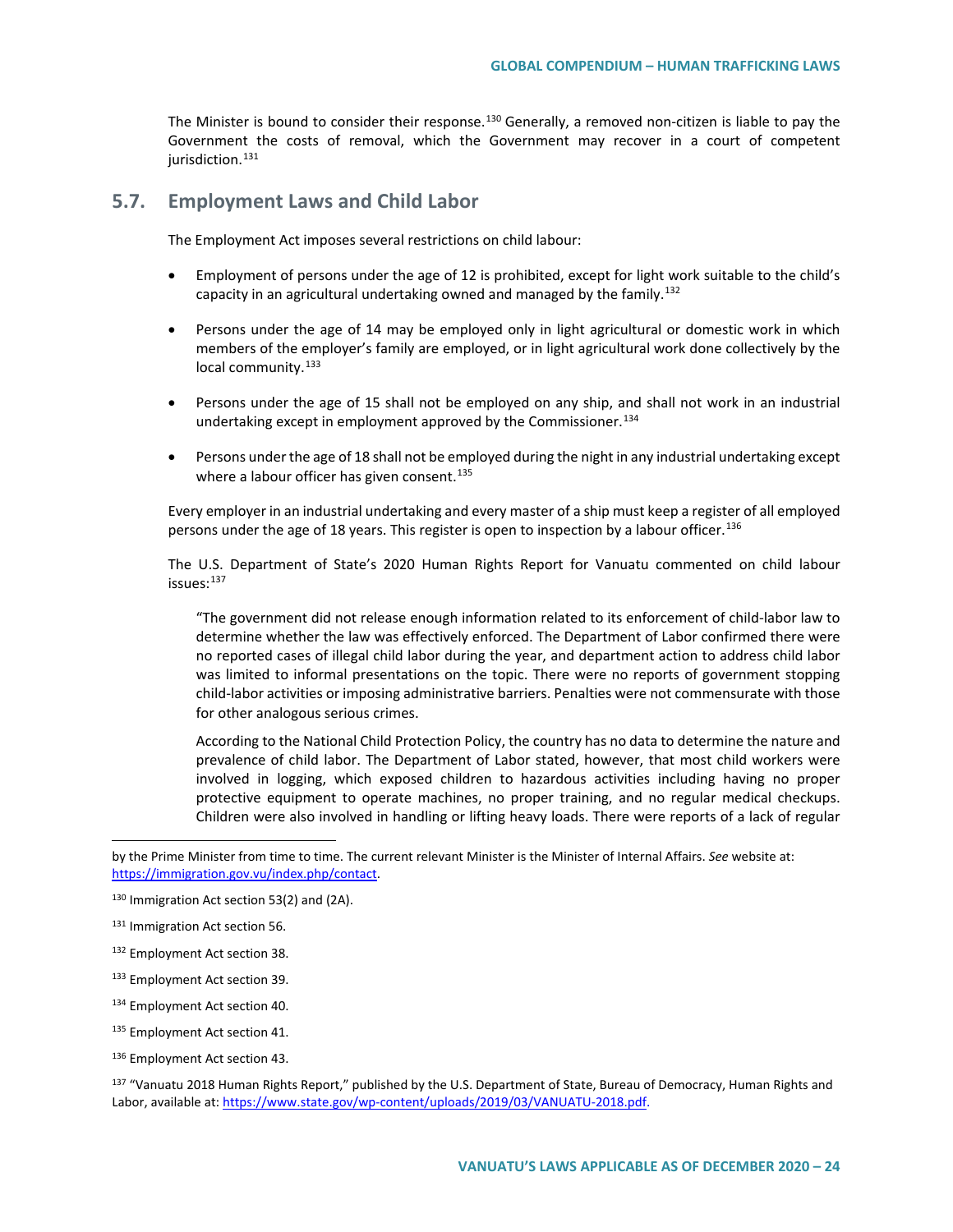The Minister is bound to consider their response.[130] Generally, a removed non-citizen is liable to pay the Government the costs of removal, which the Government may recover in a court of competent jurisdiction.[131]

## 5.7. Employment Laws and Child Labor

The Employment Act imposes several restrictions on child labour:

- Employment of persons under the age of 12 is prohibited, except for light work suitable to the child's capacity in an agricultural undertaking owned and managed by the family.[132]
- Persons under the age of 14 may be employed only in light agricultural or domestic work in which members of the employer's family are employed, or in light agricultural work done collectively by the local community.[133]
- Persons under the age of 15 shall not be employed on any ship, and shall not work in an industrial undertaking except in employment approved by the Commissioner.[134]
- Persons under the age of 18 shall not be employed during the night in any industrial undertaking except where a labour officer has given consent.[135]

Every employer in an industrial undertaking and every master of a ship must keep a register of all employed persons under the age of 18 years. This register is open to inspection by a labour officer.[136]

The U.S. Department of State's 2020 Human Rights Report for Vanuatu commented on child labour issues:[137]

> "The government did not release enough information related to its enforcement of child-labor law to determine whether the law was effectively enforced. The Department of Labor confirmed there were no reported cases of illegal child labor during the year, and department action to address child labor was limited to informal presentations on the topic. There were no reports of government stopping child-labor activities or imposing administrative barriers. Penalties were not commensurate with those for other analogous serious crimes.
>
> According to the National Child Protection Policy, the country has no data to determine the nature and prevalence of child labor. The Department of Labor stated, however, that most child workers were involved in logging, which exposed children to hazardous activities including having no proper protective equipment to operate machines, no proper training, and no regular medical checkups. Children were also involved in handling or lifting heavy loads. There were reports of a lack of regular

---

by the Prime Minister from time to time. The current relevant Minister is the Minister of Internal Affairs. *See* website at: https://immigration.gov.vu/index.php/contact.

[130] Immigration Act section 53(2) and (2A).

[131] Immigration Act section 56.

[132] Employment Act section 38.

[133] Employment Act section 39.

[134] Employment Act section 40.

[135] Employment Act section 41.

[136] Employment Act section 43.

[137] "Vanuatu 2018 Human Rights Report," published by the U.S. Department of State, Bureau of Democracy, Human Rights and Labor, available at: https://www.state.gov/wp-content/uploads/2019/03/VANUATU-2018.pdf.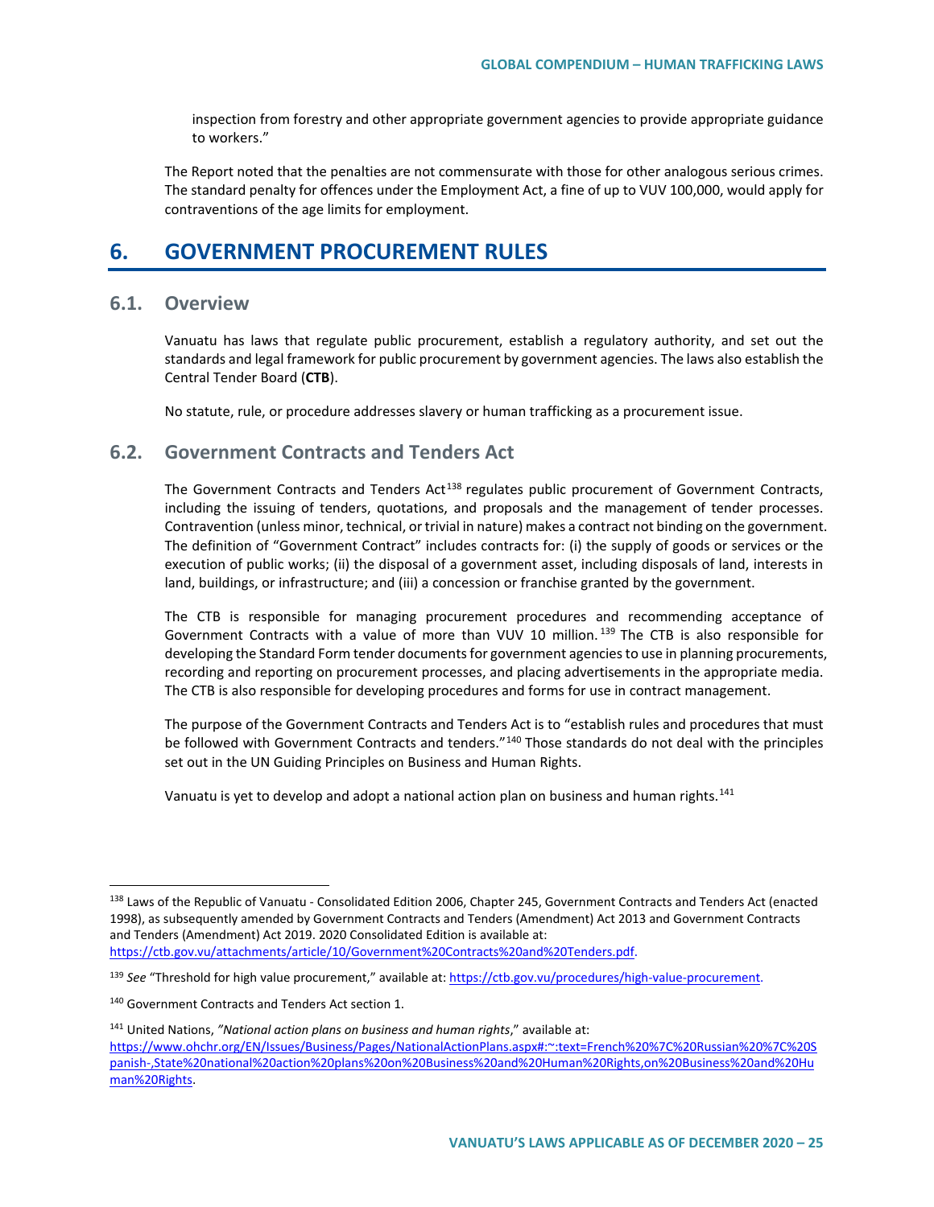inspection from forestry and other appropriate government agencies to provide appropriate guidance to workers."

The Report noted that the penalties are not commensurate with those for other analogous serious crimes. The standard penalty for offences under the Employment Act, a fine of up to VUV 100,000, would apply for contraventions of the age limits for employment.

# 6. GOVERNMENT PROCUREMENT RULES

## 6.1. Overview

Vanuatu has laws that regulate public procurement, establish a regulatory authority, and set out the standards and legal framework for public procurement by government agencies. The laws also establish the Central Tender Board (**CTB**).

No statute, rule, or procedure addresses slavery or human trafficking as a procurement issue.

## 6.2. Government Contracts and Tenders Act

The Government Contracts and Tenders Act[138] regulates public procurement of Government Contracts, including the issuing of tenders, quotations, and proposals and the management of tender processes. Contravention (unless minor, technical, or trivial in nature) makes a contract not binding on the government. The definition of "Government Contract" includes contracts for: (i) the supply of goods or services or the execution of public works; (ii) the disposal of a government asset, including disposals of land, interests in land, buildings, or infrastructure; and (iii) a concession or franchise granted by the government.

The CTB is responsible for managing procurement procedures and recommending acceptance of Government Contracts with a value of more than VUV 10 million.[139] The CTB is also responsible for developing the Standard Form tender documents for government agencies to use in planning procurements, recording and reporting on procurement processes, and placing advertisements in the appropriate media. The CTB is also responsible for developing procedures and forms for use in contract management.

The purpose of the Government Contracts and Tenders Act is to "establish rules and procedures that must be followed with Government Contracts and tenders."[140] Those standards do not deal with the principles set out in the UN Guiding Principles on Business and Human Rights.

Vanuatu is yet to develop and adopt a national action plan on business and human rights.[141]

---

[138] Laws of the Republic of Vanuatu - Consolidated Edition 2006, Chapter 245, Government Contracts and Tenders Act (enacted 1998), as subsequently amended by Government Contracts and Tenders (Amendment) Act 2013 and Government Contracts and Tenders (Amendment) Act 2019. 2020 Consolidated Edition is available at: https://ctb.gov.vu/attachments/article/10/Government%20Contracts%20and%20Tenders.pdf.

[139] *See* "Threshold for high value procurement," available at: https://ctb.gov.vu/procedures/high-value-procurement.

[140] Government Contracts and Tenders Act section 1.

[141] United Nations, *"National action plans on business and human rights*," available at: https://www.ohchr.org/EN/Issues/Business/Pages/NationalActionPlans.aspx#:~:text=French%20%7C%20Russian%20%7C%20Spanish-,State%20national%20action%20plans%20on%20Business%20and%20Human%20Rights,on%20Business%20and%20Human%20Rights.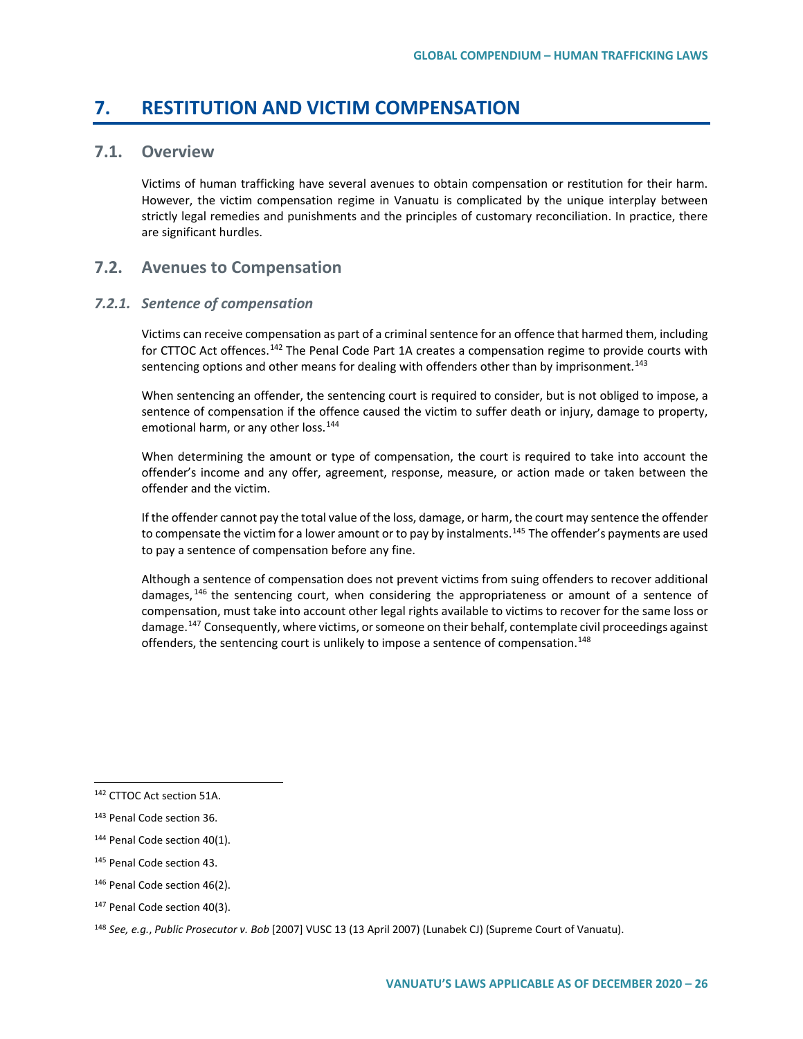# 7. RESTITUTION AND VICTIM COMPENSATION

## 7.1. Overview

Victims of human trafficking have several avenues to obtain compensation or restitution for their harm. However, the victim compensation regime in Vanuatu is complicated by the unique interplay between strictly legal remedies and punishments and the principles of customary reconciliation. In practice, there are significant hurdles.

## 7.2. Avenues to Compensation

### *7.2.1. Sentence of compensation*

Victims can receive compensation as part of a criminal sentence for an offence that harmed them, including for CTTOC Act offences.[142] The Penal Code Part 1A creates a compensation regime to provide courts with sentencing options and other means for dealing with offenders other than by imprisonment.[143]

When sentencing an offender, the sentencing court is required to consider, but is not obliged to impose, a sentence of compensation if the offence caused the victim to suffer death or injury, damage to property, emotional harm, or any other loss.[144]

When determining the amount or type of compensation, the court is required to take into account the offender's income and any offer, agreement, response, measure, or action made or taken between the offender and the victim.

If the offender cannot pay the total value of the loss, damage, or harm, the court may sentence the offender to compensate the victim for a lower amount or to pay by instalments.[145] The offender's payments are used to pay a sentence of compensation before any fine.

Although a sentence of compensation does not prevent victims from suing offenders to recover additional damages,[146] the sentencing court, when considering the appropriateness or amount of a sentence of compensation, must take into account other legal rights available to victims to recover for the same loss or damage.[147] Consequently, where victims, or someone on their behalf, contemplate civil proceedings against offenders, the sentencing court is unlikely to impose a sentence of compensation.[148]

---

[142] CTTOC Act section 51A.

[143] Penal Code section 36.

[144] Penal Code section 40(1).

[145] Penal Code section 43.

[146] Penal Code section 46(2).

[147] Penal Code section 40(3).

[148] *See, e.g.*, *Public Prosecutor v. Bob* [2007] VUSC 13 (13 April 2007) (Lunabek CJ) (Supreme Court of Vanuatu).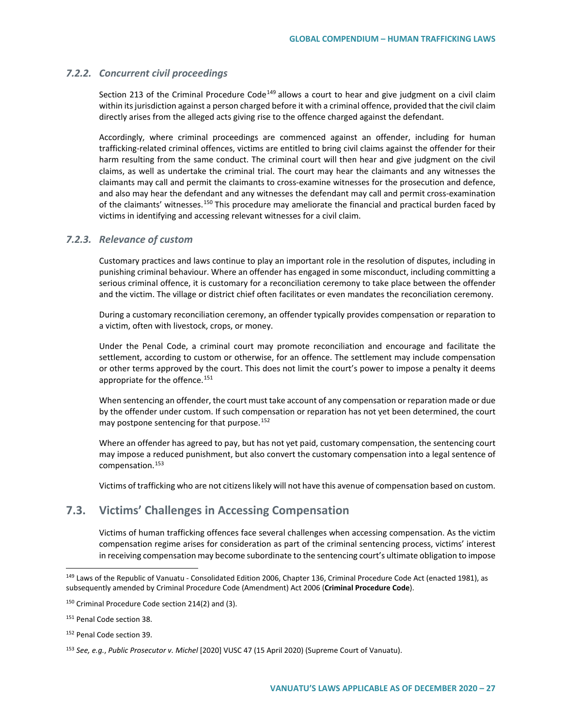### 7.2.2. *Concurrent civil proceedings*

Section 213 of the Criminal Procedure Code[149] allows a court to hear and give judgment on a civil claim within its jurisdiction against a person charged before it with a criminal offence, provided that the civil claim directly arises from the alleged acts giving rise to the offence charged against the defendant.

Accordingly, where criminal proceedings are commenced against an offender, including for human trafficking-related criminal offences, victims are entitled to bring civil claims against the offender for their harm resulting from the same conduct. The criminal court will then hear and give judgment on the civil claims, as well as undertake the criminal trial. The court may hear the claimants and any witnesses the claimants may call and permit the claimants to cross-examine witnesses for the prosecution and defence, and also may hear the defendant and any witnesses the defendant may call and permit cross-examination of the claimants' witnesses.[150] This procedure may ameliorate the financial and practical burden faced by victims in identifying and accessing relevant witnesses for a civil claim.

### 7.2.3. *Relevance of custom*

Customary practices and laws continue to play an important role in the resolution of disputes, including in punishing criminal behaviour. Where an offender has engaged in some misconduct, including committing a serious criminal offence, it is customary for a reconciliation ceremony to take place between the offender and the victim. The village or district chief often facilitates or even mandates the reconciliation ceremony.

During a customary reconciliation ceremony, an offender typically provides compensation or reparation to a victim, often with livestock, crops, or money.

Under the Penal Code, a criminal court may promote reconciliation and encourage and facilitate the settlement, according to custom or otherwise, for an offence. The settlement may include compensation or other terms approved by the court. This does not limit the court's power to impose a penalty it deems appropriate for the offence.[151]

When sentencing an offender, the court must take account of any compensation or reparation made or due by the offender under custom. If such compensation or reparation has not yet been determined, the court may postpone sentencing for that purpose.[152]

Where an offender has agreed to pay, but has not yet paid, customary compensation, the sentencing court may impose a reduced punishment, but also convert the customary compensation into a legal sentence of compensation.[153]

Victims of trafficking who are not citizens likely will not have this avenue of compensation based on custom.

## 7.3. Victims' Challenges in Accessing Compensation

Victims of human trafficking offences face several challenges when accessing compensation. As the victim compensation regime arises for consideration as part of the criminal sentencing process, victims' interest in receiving compensation may become subordinate to the sentencing court's ultimate obligation to impose

---

[149] Laws of the Republic of Vanuatu - Consolidated Edition 2006, Chapter 136, Criminal Procedure Code Act (enacted 1981), as subsequently amended by Criminal Procedure Code (Amendment) Act 2006 (**Criminal Procedure Code**).

[150] Criminal Procedure Code section 214(2) and (3).

[151] Penal Code section 38.

[152] Penal Code section 39.

[153] *See, e.g.*, *Public Prosecutor v. Michel* [2020] VUSC 47 (15 April 2020) (Supreme Court of Vanuatu).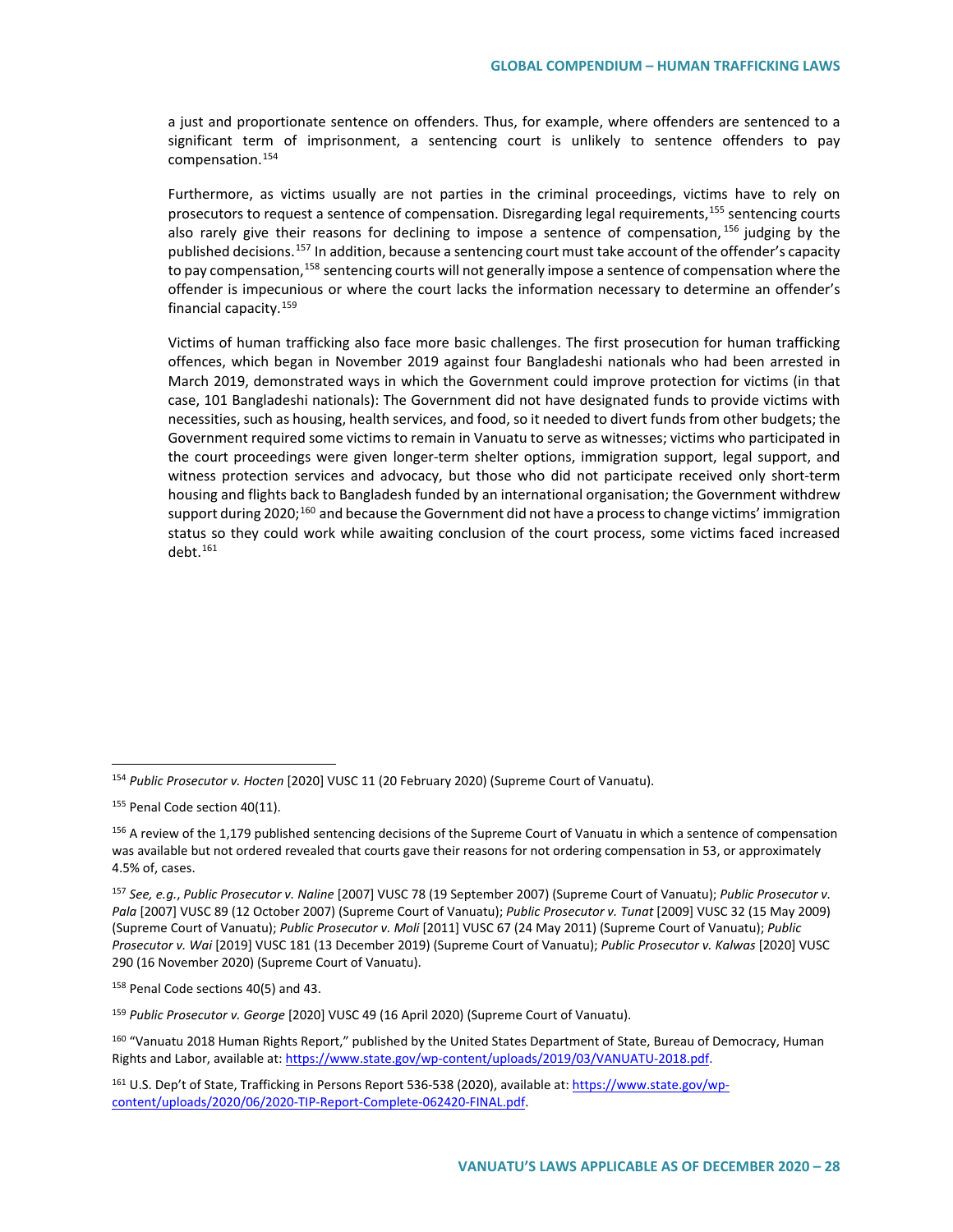a just and proportionate sentence on offenders. Thus, for example, where offenders are sentenced to a significant term of imprisonment, a sentencing court is unlikely to sentence offenders to pay compensation.[154]

Furthermore, as victims usually are not parties in the criminal proceedings, victims have to rely on prosecutors to request a sentence of compensation. Disregarding legal requirements,[155] sentencing courts also rarely give their reasons for declining to impose a sentence of compensation,[156] judging by the published decisions.[157] In addition, because a sentencing court must take account of the offender's capacity to pay compensation,[158] sentencing courts will not generally impose a sentence of compensation where the offender is impecunious or where the court lacks the information necessary to determine an offender's financial capacity.[159]

Victims of human trafficking also face more basic challenges. The first prosecution for human trafficking offences, which began in November 2019 against four Bangladeshi nationals who had been arrested in March 2019, demonstrated ways in which the Government could improve protection for victims (in that case, 101 Bangladeshi nationals): The Government did not have designated funds to provide victims with necessities, such as housing, health services, and food, so it needed to divert funds from other budgets; the Government required some victims to remain in Vanuatu to serve as witnesses; victims who participated in the court proceedings were given longer-term shelter options, immigration support, legal support, and witness protection services and advocacy, but those who did not participate received only short-term housing and flights back to Bangladesh funded by an international organisation; the Government withdrew support during 2020;[160] and because the Government did not have a process to change victims' immigration status so they could work while awaiting conclusion of the court process, some victims faced increased debt.[161]

---

[154] *Public Prosecutor v. Hocten* [2020] VUSC 11 (20 February 2020) (Supreme Court of Vanuatu).

[155] Penal Code section 40(11).

[156] A review of the 1,179 published sentencing decisions of the Supreme Court of Vanuatu in which a sentence of compensation was available but not ordered revealed that courts gave their reasons for not ordering compensation in 53, or approximately 4.5% of, cases.

[157] *See, e.g.*, *Public Prosecutor v. Naline* [2007] VUSC 78 (19 September 2007) (Supreme Court of Vanuatu); *Public Prosecutor v. Pala* [2007] VUSC 89 (12 October 2007) (Supreme Court of Vanuatu); *Public Prosecutor v. Tunat* [2009] VUSC 32 (15 May 2009) (Supreme Court of Vanuatu); *Public Prosecutor v. Moli* [2011] VUSC 67 (24 May 2011) (Supreme Court of Vanuatu); *Public Prosecutor v. Wai* [2019] VUSC 181 (13 December 2019) (Supreme Court of Vanuatu); *Public Prosecutor v. Kalwas* [2020] VUSC 290 (16 November 2020) (Supreme Court of Vanuatu).

[158] Penal Code sections 40(5) and 43.

[159] *Public Prosecutor v. George* [2020] VUSC 49 (16 April 2020) (Supreme Court of Vanuatu).

[160] "Vanuatu 2018 Human Rights Report," published by the United States Department of State, Bureau of Democracy, Human Rights and Labor, available at: https://www.state.gov/wp-content/uploads/2019/03/VANUATU-2018.pdf.

[161] U.S. Dep't of State, Trafficking in Persons Report 536-538 (2020), available at: https://www.state.gov/wp-content/uploads/2020/06/2020-TIP-Report-Complete-062420-FINAL.pdf.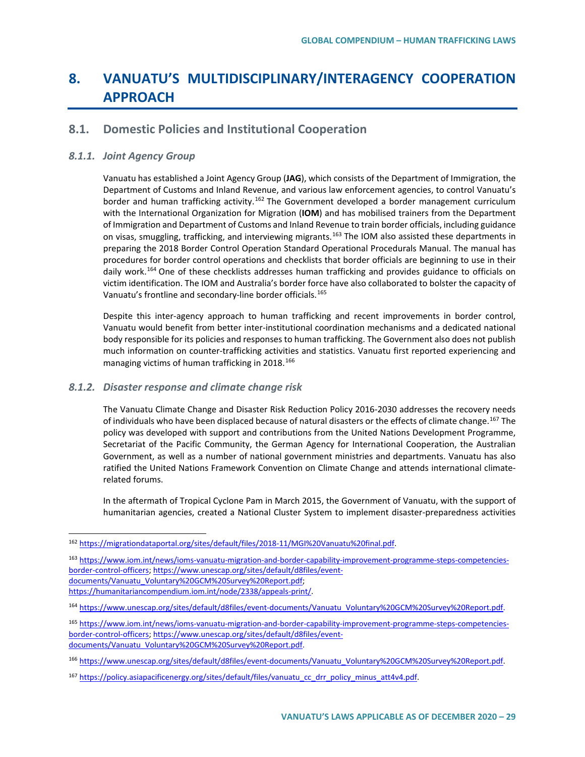# 8. VANUATU'S MULTIDISCIPLINARY/INTERAGENCY COOPERATION APPROACH

## 8.1. Domestic Policies and Institutional Cooperation

### *8.1.1. Joint Agency Group*

Vanuatu has established a Joint Agency Group (**JAG**), which consists of the Department of Immigration, the Department of Customs and Inland Revenue, and various law enforcement agencies, to control Vanuatu's border and human trafficking activity.[162] The Government developed a border management curriculum with the International Organization for Migration (**IOM**) and has mobilised trainers from the Department of Immigration and Department of Customs and Inland Revenue to train border officials, including guidance on visas, smuggling, trafficking, and interviewing migrants.[163] The IOM also assisted these departments in preparing the 2018 Border Control Operation Standard Operational Procedurals Manual. The manual has procedures for border control operations and checklists that border officials are beginning to use in their daily work.[164] One of these checklists addresses human trafficking and provides guidance to officials on victim identification. The IOM and Australia's border force have also collaborated to bolster the capacity of Vanuatu's frontline and secondary-line border officials.[165]

Despite this inter-agency approach to human trafficking and recent improvements in border control, Vanuatu would benefit from better inter-institutional coordination mechanisms and a dedicated national body responsible for its policies and responses to human trafficking. The Government also does not publish much information on counter-trafficking activities and statistics. Vanuatu first reported experiencing and managing victims of human trafficking in 2018.[166]

### *8.1.2. Disaster response and climate change risk*

The Vanuatu Climate Change and Disaster Risk Reduction Policy 2016-2030 addresses the recovery needs of individuals who have been displaced because of natural disasters or the effects of climate change.[167] The policy was developed with support and contributions from the United Nations Development Programme, Secretariat of the Pacific Community, the German Agency for International Cooperation, the Australian Government, as well as a number of national government ministries and departments. Vanuatu has also ratified the United Nations Framework Convention on Climate Change and attends international climate-related forums.

In the aftermath of Tropical Cyclone Pam in March 2015, the Government of Vanuatu, with the support of humanitarian agencies, created a National Cluster System to implement disaster-preparedness activities

---

[162] https://migrationdataportal.org/sites/default/files/2018-11/MGI%20Vanuatu%20final.pdf.

[163] https://www.iom.int/news/ioms-vanuatu-migration-and-border-capability-improvement-programme-steps-competencies-border-control-officers; https://www.unescap.org/sites/default/d8files/event-documents/Vanuatu_Voluntary%20GCM%20Survey%20Report.pdf; https://humanitariancompendium.iom.int/node/2338/appeals-print/.

[164] https://www.unescap.org/sites/default/d8files/event-documents/Vanuatu_Voluntary%20GCM%20Survey%20Report.pdf.

[165] https://www.iom.int/news/ioms-vanuatu-migration-and-border-capability-improvement-programme-steps-competencies-border-control-officers; https://www.unescap.org/sites/default/d8files/event-documents/Vanuatu_Voluntary%20GCM%20Survey%20Report.pdf.

[166] https://www.unescap.org/sites/default/d8files/event-documents/Vanuatu_Voluntary%20GCM%20Survey%20Report.pdf.

[167] https://policy.asiapacificenergy.org/sites/default/files/vanuatu_cc_drr_policy_minus_att4v4.pdf.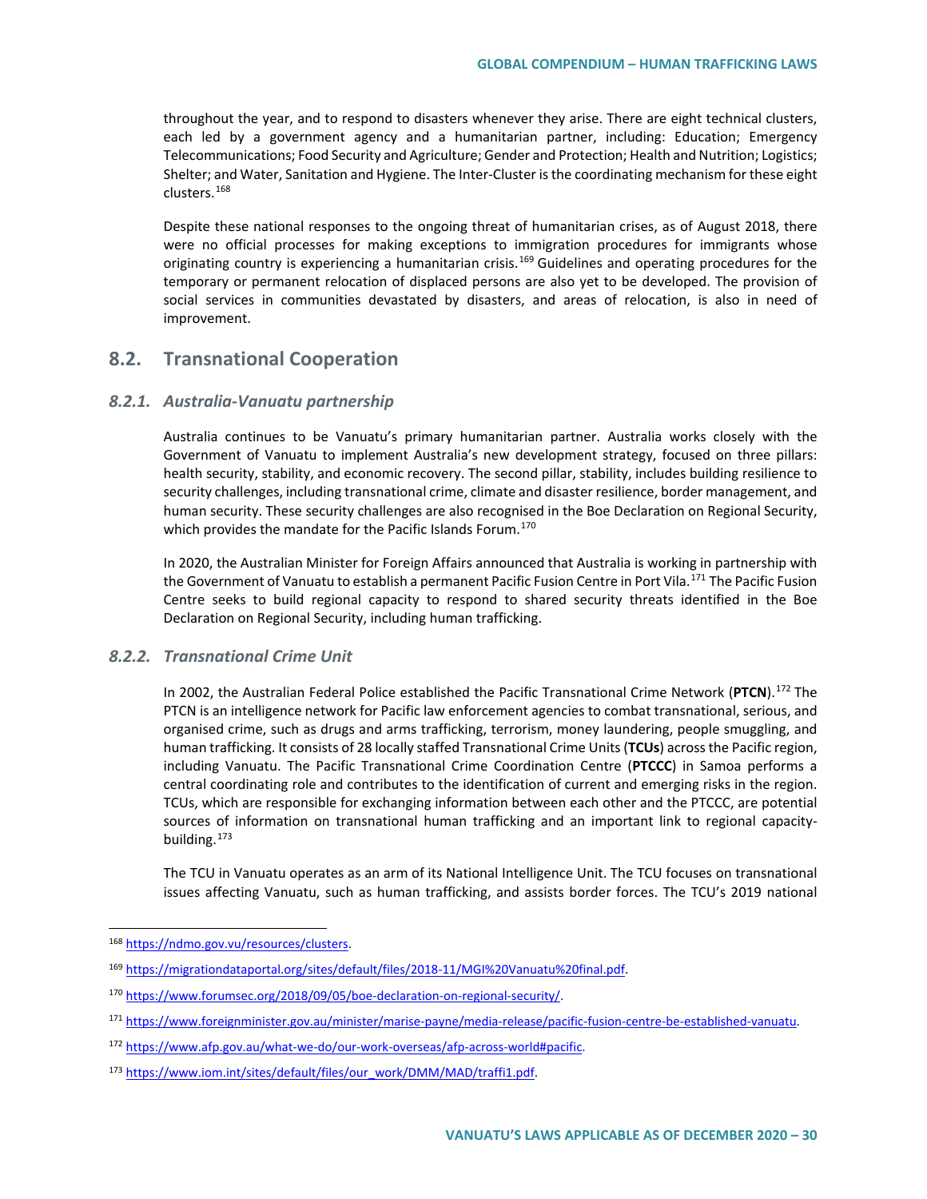throughout the year, and to respond to disasters whenever they arise. There are eight technical clusters, each led by a government agency and a humanitarian partner, including: Education; Emergency Telecommunications; Food Security and Agriculture; Gender and Protection; Health and Nutrition; Logistics; Shelter; and Water, Sanitation and Hygiene. The Inter-Cluster is the coordinating mechanism for these eight clusters.[168]

Despite these national responses to the ongoing threat of humanitarian crises, as of August 2018, there were no official processes for making exceptions to immigration procedures for immigrants whose originating country is experiencing a humanitarian crisis.[169] Guidelines and operating procedures for the temporary or permanent relocation of displaced persons are also yet to be developed. The provision of social services in communities devastated by disasters, and areas of relocation, is also in need of improvement.

## 8.2. Transnational Cooperation

### *8.2.1. Australia-Vanuatu partnership*

Australia continues to be Vanuatu's primary humanitarian partner. Australia works closely with the Government of Vanuatu to implement Australia's new development strategy, focused on three pillars: health security, stability, and economic recovery. The second pillar, stability, includes building resilience to security challenges, including transnational crime, climate and disaster resilience, border management, and human security. These security challenges are also recognised in the Boe Declaration on Regional Security, which provides the mandate for the Pacific Islands Forum.[170]

In 2020, the Australian Minister for Foreign Affairs announced that Australia is working in partnership with the Government of Vanuatu to establish a permanent Pacific Fusion Centre in Port Vila.[171] The Pacific Fusion Centre seeks to build regional capacity to respond to shared security threats identified in the Boe Declaration on Regional Security, including human trafficking.

### *8.2.2. Transnational Crime Unit*

In 2002, the Australian Federal Police established the Pacific Transnational Crime Network (**PTCN**).[172] The PTCN is an intelligence network for Pacific law enforcement agencies to combat transnational, serious, and organised crime, such as drugs and arms trafficking, terrorism, money laundering, people smuggling, and human trafficking. It consists of 28 locally staffed Transnational Crime Units (**TCUs**) across the Pacific region, including Vanuatu. The Pacific Transnational Crime Coordination Centre (**PTCCC**) in Samoa performs a central coordinating role and contributes to the identification of current and emerging risks in the region. TCUs, which are responsible for exchanging information between each other and the PTCCC, are potential sources of information on transnational human trafficking and an important link to regional capacity-building.[173]

The TCU in Vanuatu operates as an arm of its National Intelligence Unit. The TCU focuses on transnational issues affecting Vanuatu, such as human trafficking, and assists border forces. The TCU's 2019 national

---

[168] https://ndmo.gov.vu/resources/clusters.

[169] https://migrationdataportal.org/sites/default/files/2018-11/MGI%20Vanuatu%20final.pdf.

[170] https://www.forumsec.org/2018/09/05/boe-declaration-on-regional-security/.

[171] https://www.foreignminister.gov.au/minister/marise-payne/media-release/pacific-fusion-centre-be-established-vanuatu.

[172] https://www.afp.gov.au/what-we-do/our-work-overseas/afp-across-world#pacific.

[173] https://www.iom.int/sites/default/files/our_work/DMM/MAD/traffi1.pdf.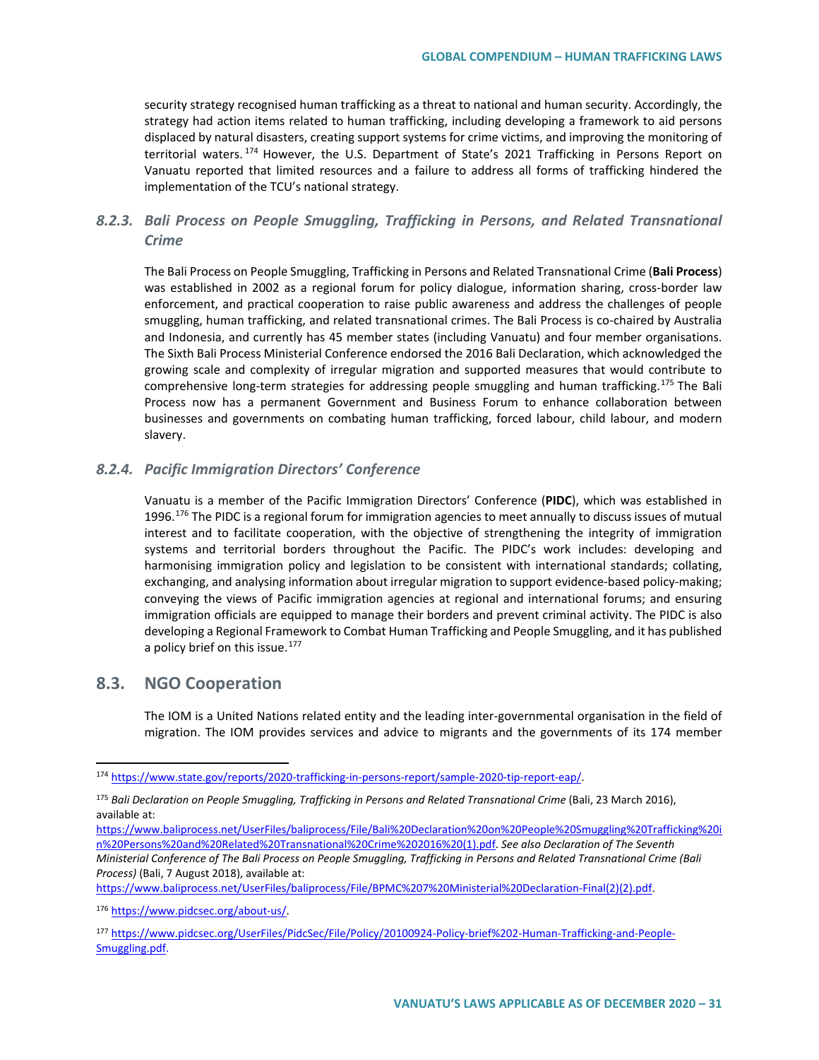security strategy recognised human trafficking as a threat to national and human security. Accordingly, the strategy had action items related to human trafficking, including developing a framework to aid persons displaced by natural disasters, creating support systems for crime victims, and improving the monitoring of territorial waters.[174] However, the U.S. Department of State's 2021 Trafficking in Persons Report on Vanuatu reported that limited resources and a failure to address all forms of trafficking hindered the implementation of the TCU's national strategy.

### *8.2.3. Bali Process on People Smuggling, Trafficking in Persons, and Related Transnational Crime*

The Bali Process on People Smuggling, Trafficking in Persons and Related Transnational Crime (**Bali Process**) was established in 2002 as a regional forum for policy dialogue, information sharing, cross-border law enforcement, and practical cooperation to raise public awareness and address the challenges of people smuggling, human trafficking, and related transnational crimes. The Bali Process is co-chaired by Australia and Indonesia, and currently has 45 member states (including Vanuatu) and four member organisations. The Sixth Bali Process Ministerial Conference endorsed the 2016 Bali Declaration, which acknowledged the growing scale and complexity of irregular migration and supported measures that would contribute to comprehensive long-term strategies for addressing people smuggling and human trafficking.[175] The Bali Process now has a permanent Government and Business Forum to enhance collaboration between businesses and governments on combating human trafficking, forced labour, child labour, and modern slavery.

### *8.2.4. Pacific Immigration Directors' Conference*

Vanuatu is a member of the Pacific Immigration Directors' Conference (**PIDC**), which was established in 1996.[176] The PIDC is a regional forum for immigration agencies to meet annually to discuss issues of mutual interest and to facilitate cooperation, with the objective of strengthening the integrity of immigration systems and territorial borders throughout the Pacific. The PIDC's work includes: developing and harmonising immigration policy and legislation to be consistent with international standards; collating, exchanging, and analysing information about irregular migration to support evidence-based policy-making; conveying the views of Pacific immigration agencies at regional and international forums; and ensuring immigration officials are equipped to manage their borders and prevent criminal activity. The PIDC is also developing a Regional Framework to Combat Human Trafficking and People Smuggling, and it has published a policy brief on this issue.[177]

## 8.3. NGO Cooperation

The IOM is a United Nations related entity and the leading inter-governmental organisation in the field of migration. The IOM provides services and advice to migrants and the governments of its 174 member

---

[174] https://www.state.gov/reports/2020-trafficking-in-persons-report/sample-2020-tip-report-eap/.

[175] *Bali Declaration on People Smuggling, Trafficking in Persons and Related Transnational Crime* (Bali, 23 March 2016), available at: https://www.baliprocess.net/UserFiles/baliprocess/File/Bali%20Declaration%20on%20People%20Smuggling%20Trafficking%20in%20Persons%20and%20Related%20Transnational%20Crime%202016%20(1).pdf. *See also Declaration of The Seventh Ministerial Conference of The Bali Process on People Smuggling, Trafficking in Persons and Related Transnational Crime (Bali Process)* (Bali, 7 August 2018), available at: https://www.baliprocess.net/UserFiles/baliprocess/File/BPMC%207%20Ministerial%20Declaration-Final(2)(2).pdf.

[176] https://www.pidcsec.org/about-us/.

[177] https://www.pidcsec.org/UserFiles/PidcSec/File/Policy/20100924-Policy-brief%202-Human-Trafficking-and-People-Smuggling.pdf.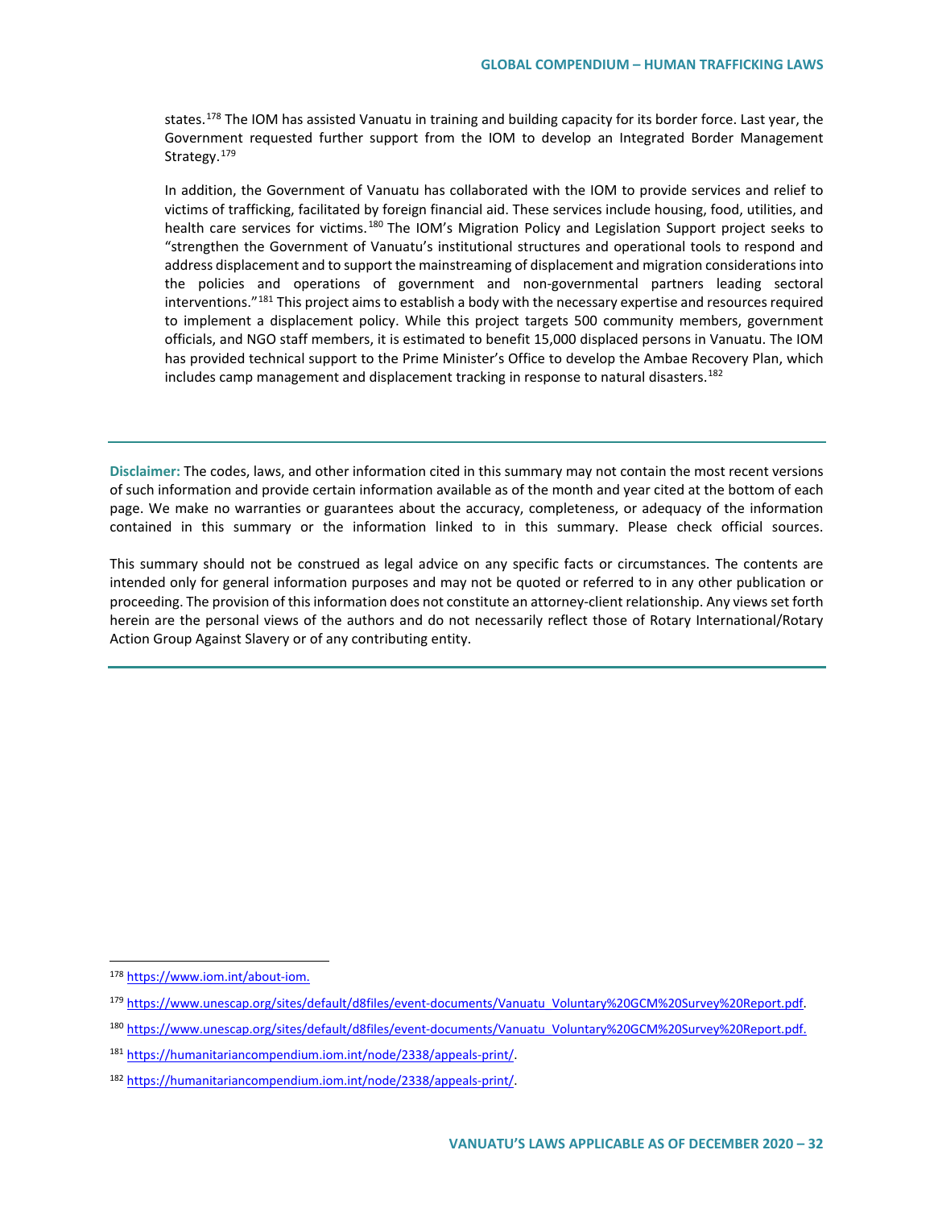states.[178] The IOM has assisted Vanuatu in training and building capacity for its border force. Last year, the Government requested further support from the IOM to develop an Integrated Border Management Strategy.[179]

In addition, the Government of Vanuatu has collaborated with the IOM to provide services and relief to victims of trafficking, facilitated by foreign financial aid. These services include housing, food, utilities, and health care services for victims.[180] The IOM's Migration Policy and Legislation Support project seeks to "strengthen the Government of Vanuatu's institutional structures and operational tools to respond and address displacement and to support the mainstreaming of displacement and migration considerations into the policies and operations of government and non-governmental partners leading sectoral interventions."[181] This project aims to establish a body with the necessary expertise and resources required to implement a displacement policy. While this project targets 500 community members, government officials, and NGO staff members, it is estimated to benefit 15,000 displaced persons in Vanuatu. The IOM has provided technical support to the Prime Minister's Office to develop the Ambae Recovery Plan, which includes camp management and displacement tracking in response to natural disasters.[182]

---

**Disclaimer:** The codes, laws, and other information cited in this summary may not contain the most recent versions of such information and provide certain information available as of the month and year cited at the bottom of each page. We make no warranties or guarantees about the accuracy, completeness, or adequacy of the information contained in this summary or the information linked to in this summary. Please check official sources.

This summary should not be construed as legal advice on any specific facts or circumstances. The contents are intended only for general information purposes and may not be quoted or referred to in any other publication or proceeding. The provision of this information does not constitute an attorney-client relationship. Any views set forth herein are the personal views of the authors and do not necessarily reflect those of Rotary International/Rotary Action Group Against Slavery or of any contributing entity.

---

[178] https://www.iom.int/about-iom.

[179] https://www.unescap.org/sites/default/d8files/event-documents/Vanuatu_Voluntary%20GCM%20Survey%20Report.pdf.

[180] https://www.unescap.org/sites/default/d8files/event-documents/Vanuatu_Voluntary%20GCM%20Survey%20Report.pdf.

[181] https://humanitariancompendium.iom.int/node/2338/appeals-print/.

[182] https://humanitariancompendium.iom.int/node/2338/appeals-print/.